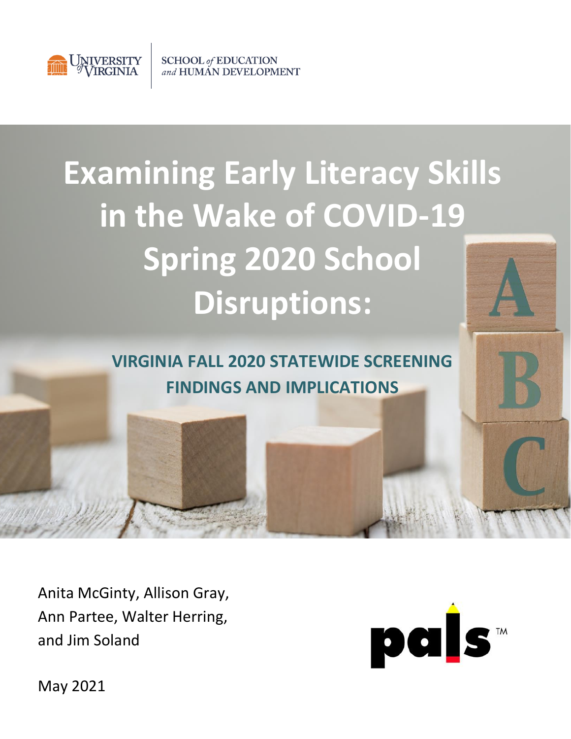UNIVERSITY of VIRGINIA | SCHOOL of EDUCATION and HUMAN DEVELOPMENT

# Examining Early Literacy Skills in the Wake of COVID-19 Spring 2020 School Disruptions:

## VIRGINIA FALL 2020 STATEWIDE SCREENING FINDINGS AND IMPLICATIONS

Anita McGinty, Allison Gray, Ann Partee, Walter Herring, and Jim Soland

pals™

May 2021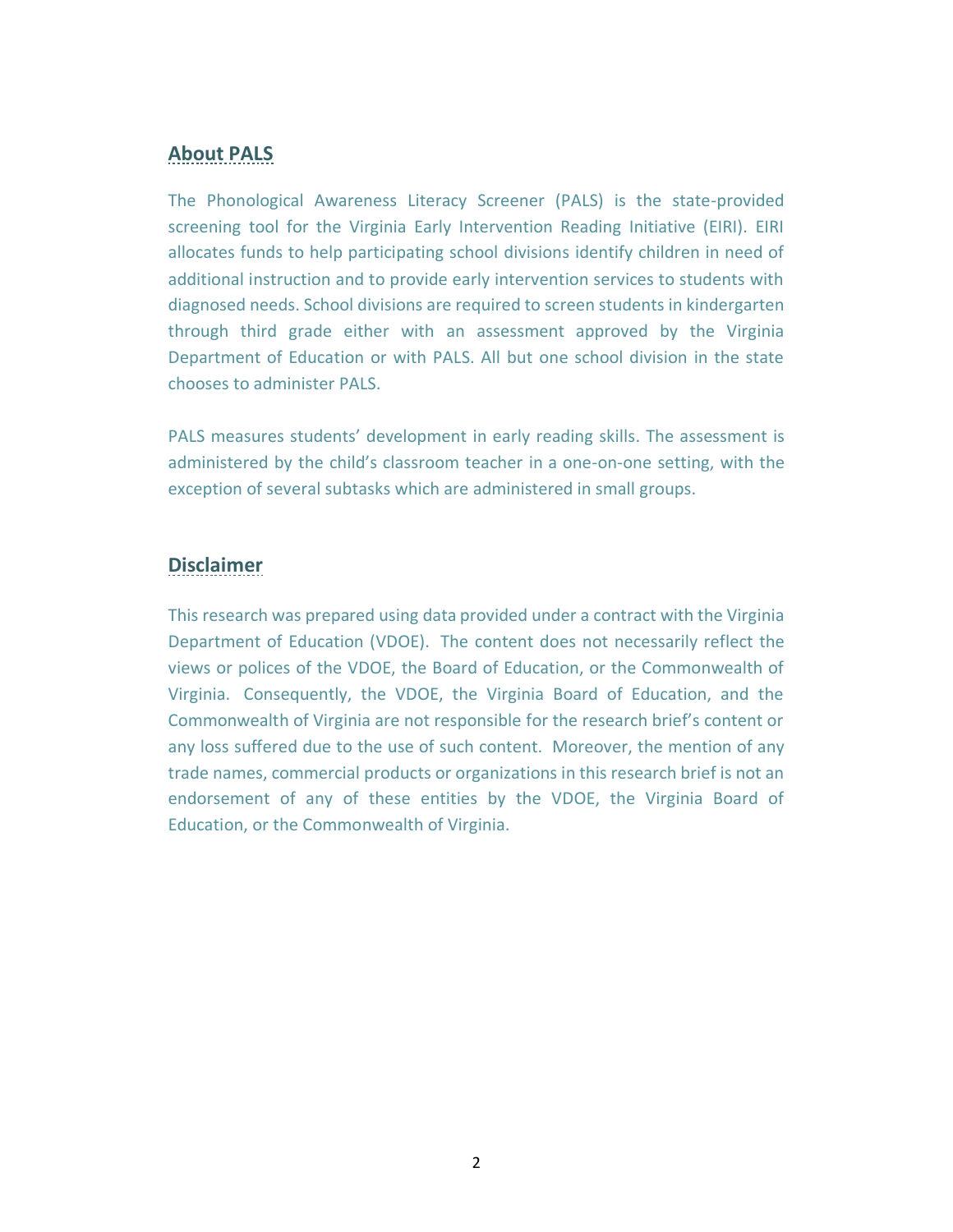## About PALS

The Phonological Awareness Literacy Screener (PALS) is the state-provided screening tool for the Virginia Early Intervention Reading Initiative (EIRI). EIRI allocates funds to help participating school divisions identify children in need of additional instruction and to provide early intervention services to students with diagnosed needs. School divisions are required to screen students in kindergarten through third grade either with an assessment approved by the Virginia Department of Education or with PALS. All but one school division in the state chooses to administer PALS.

PALS measures students' development in early reading skills. The assessment is administered by the child's classroom teacher in a one-on-one setting, with the exception of several subtasks which are administered in small groups.

## Disclaimer

This research was prepared using data provided under a contract with the Virginia Department of Education (VDOE). The content does not necessarily reflect the views or polices of the VDOE, the Board of Education, or the Commonwealth of Virginia. Consequently, the VDOE, the Virginia Board of Education, and the Commonwealth of Virginia are not responsible for the research brief's content or any loss suffered due to the use of such content. Moreover, the mention of any trade names, commercial products or organizations in this research brief is not an endorsement of any of these entities by the VDOE, the Virginia Board of Education, or the Commonwealth of Virginia.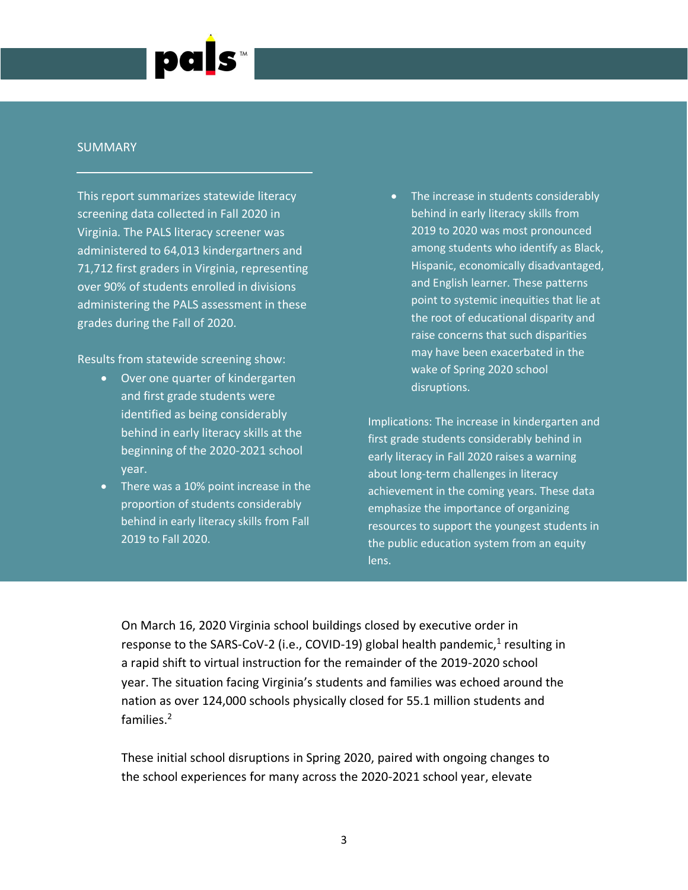## SUMMARY

This report summarizes statewide literacy screening data collected in Fall 2020 in Virginia. The PALS literacy screener was administered to 64,013 kindergartners and 71,712 first graders in Virginia, representing over 90% of students enrolled in divisions administering the PALS assessment in these grades during the Fall of 2020.

Results from statewide screening show:

- Over one quarter of kindergarten and first grade students were identified as being considerably behind in early literacy skills at the beginning of the 2020-2021 school year.
- There was a 10% point increase in the proportion of students considerably behind in early literacy skills from Fall 2019 to Fall 2020.
- The increase in students considerably behind in early literacy skills from 2019 to 2020 was most pronounced among students who identify as Black, Hispanic, economically disadvantaged, and English learner. These patterns point to systemic inequities that lie at the root of educational disparity and raise concerns that such disparities may have been exacerbated in the wake of Spring 2020 school disruptions.

Implications: The increase in kindergarten and first grade students considerably behind in early literacy in Fall 2020 raises a warning about long-term challenges in literacy achievement in the coming years. These data emphasize the importance of organizing resources to support the youngest students in the public education system from an equity lens.

On March 16, 2020 Virginia school buildings closed by executive order in response to the SARS-CoV-2 (i.e., COVID-19) global health pandemic,[1] resulting in a rapid shift to virtual instruction for the remainder of the 2019-2020 school year. The situation facing Virginia's students and families was echoed around the nation as over 124,000 schools physically closed for 55.1 million students and families.[2]

These initial school disruptions in Spring 2020, paired with ongoing changes to the school experiences for many across the 2020-2021 school year, elevate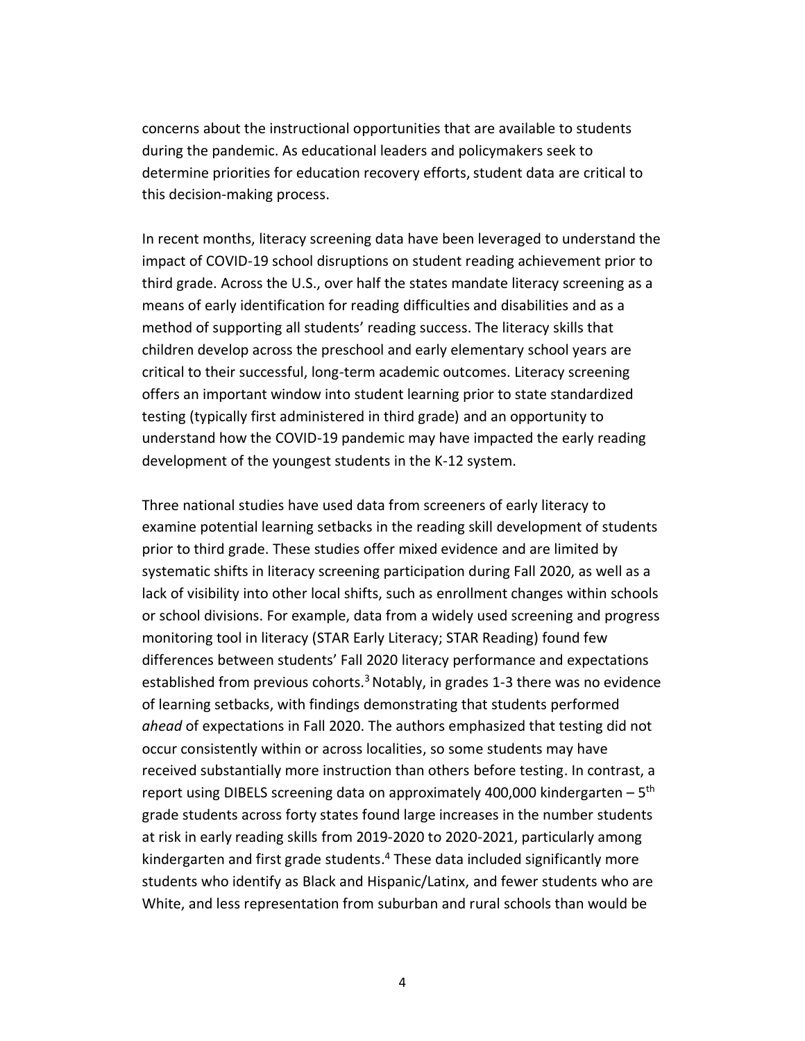concerns about the instructional opportunities that are available to students during the pandemic. As educational leaders and policymakers seek to determine priorities for education recovery efforts, student data are critical to this decision-making process.

In recent months, literacy screening data have been leveraged to understand the impact of COVID-19 school disruptions on student reading achievement prior to third grade. Across the U.S., over half the states mandate literacy screening as a means of early identification for reading difficulties and disabilities and as a method of supporting all students' reading success. The literacy skills that children develop across the preschool and early elementary school years are critical to their successful, long-term academic outcomes. Literacy screening offers an important window into student learning prior to state standardized testing (typically first administered in third grade) and an opportunity to understand how the COVID-19 pandemic may have impacted the early reading development of the youngest students in the K-12 system.

Three national studies have used data from screeners of early literacy to examine potential learning setbacks in the reading skill development of students prior to third grade. These studies offer mixed evidence and are limited by systematic shifts in literacy screening participation during Fall 2020, as well as a lack of visibility into other local shifts, such as enrollment changes within schools or school divisions. For example, data from a widely used screening and progress monitoring tool in literacy (STAR Early Literacy; STAR Reading) found few differences between students' Fall 2020 literacy performance and expectations established from previous cohorts.[3] Notably, in grades 1-3 there was no evidence of learning setbacks, with findings demonstrating that students performed *ahead* of expectations in Fall 2020. The authors emphasized that testing did not occur consistently within or across localities, so some students may have received substantially more instruction than others before testing. In contrast, a report using DIBELS screening data on approximately 400,000 kindergarten – 5th grade students across forty states found large increases in the number students at risk in early reading skills from 2019-2020 to 2020-2021, particularly among kindergarten and first grade students.[4] These data included significantly more students who identify as Black and Hispanic/Latinx, and fewer students who are White, and less representation from suburban and rural schools than would be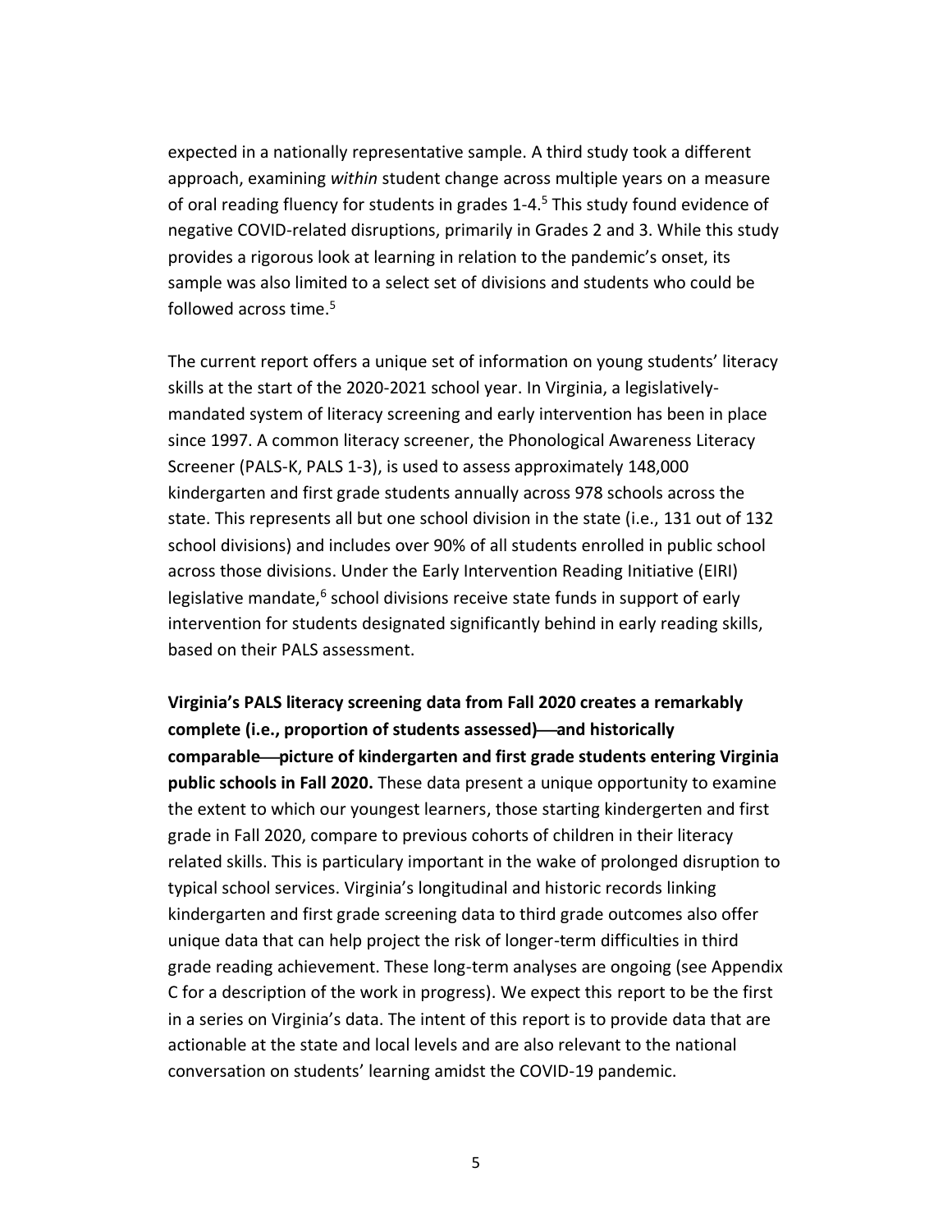expected in a nationally representative sample. A third study took a different approach, examining *within* student change across multiple years on a measure of oral reading fluency for students in grades 1-4.[5] This study found evidence of negative COVID-related disruptions, primarily in Grades 2 and 3. While this study provides a rigorous look at learning in relation to the pandemic's onset, its sample was also limited to a select set of divisions and students who could be followed across time.[5]

The current report offers a unique set of information on young students' literacy skills at the start of the 2020-2021 school year. In Virginia, a legislatively-mandated system of literacy screening and early intervention has been in place since 1997. A common literacy screener, the Phonological Awareness Literacy Screener (PALS-K, PALS 1-3), is used to assess approximately 148,000 kindergarten and first grade students annually across 978 schools across the state. This represents all but one school division in the state (i.e., 131 out of 132 school divisions) and includes over 90% of all students enrolled in public school across those divisions. Under the Early Intervention Reading Initiative (EIRI) legislative mandate,[6] school divisions receive state funds in support of early intervention for students designated significantly behind in early reading skills, based on their PALS assessment.

**Virginia's PALS literacy screening data from Fall 2020 creates a remarkably complete (i.e., proportion of students assessed)—and historically comparable—picture of kindergarten and first grade students entering Virginia public schools in Fall 2020.** These data present a unique opportunity to examine the extent to which our youngest learners, those starting kindergerten and first grade in Fall 2020, compare to previous cohorts of children in their literacy related skills. This is particular important in the wake of prolonged disruption to typical school services. Virginia's longitudinal and historic records linking kindergarten and first grade screening data to third grade outcomes also offer unique data that can help project the risk of longer-term difficulties in third grade reading achievement. These long-term analyses are ongoing (see Appendix C for a description of the work in progress). We expect this report to be the first in a series on Virginia's data. The intent of this report is to provide data that are actionable at the state and local levels and are also relevant to the national conversation on students' learning amidst the COVID-19 pandemic.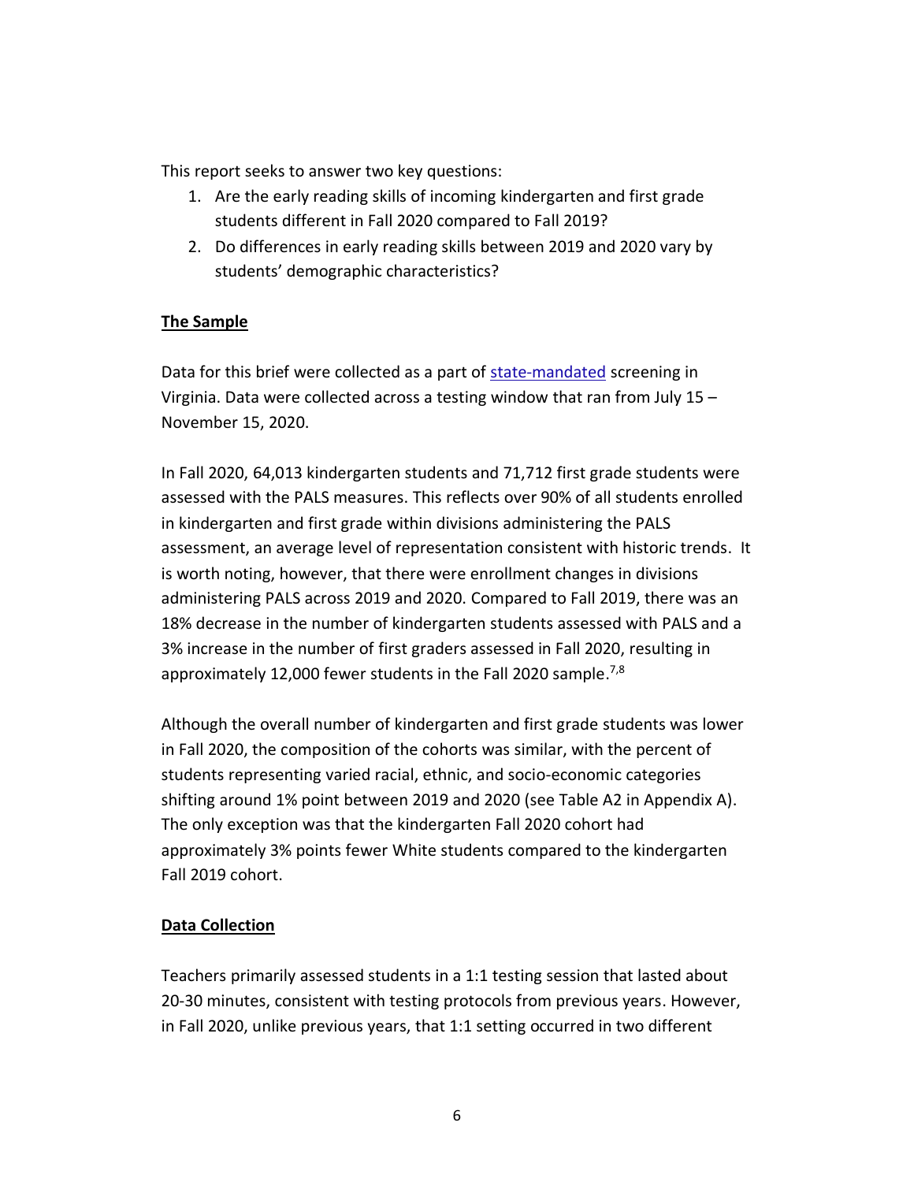This report seeks to answer two key questions:

1. Are the early reading skills of incoming kindergarten and first grade students different in Fall 2020 compared to Fall 2019?
2. Do differences in early reading skills between 2019 and 2020 vary by students' demographic characteristics?

**The Sample**

Data for this brief were collected as a part of state-mandated screening in Virginia. Data were collected across a testing window that ran from July 15 – November 15, 2020.

In Fall 2020, 64,013 kindergarten students and 71,712 first grade students were assessed with the PALS measures. This reflects over 90% of all students enrolled in kindergarten and first grade within divisions administering the PALS assessment, an average level of representation consistent with historic trends. It is worth noting, however, that there were enrollment changes in divisions administering PALS across 2019 and 2020. Compared to Fall 2019, there was an 18% decrease in the number of kindergarten students assessed with PALS and a 3% increase in the number of first graders assessed in Fall 2020, resulting in approximately 12,000 fewer students in the Fall 2020 sample.[7,8]

Although the overall number of kindergarten and first grade students was lower in Fall 2020, the composition of the cohorts was similar, with the percent of students representing varied racial, ethnic, and socio-economic categories shifting around 1% point between 2019 and 2020 (see Table A2 in Appendix A). The only exception was that the kindergarten Fall 2020 cohort had approximately 3% points fewer White students compared to the kindergarten Fall 2019 cohort.

**Data Collection**

Teachers primarily assessed students in a 1:1 testing session that lasted about 20-30 minutes, consistent with testing protocols from previous years. However, in Fall 2020, unlike previous years, that 1:1 setting occurred in two different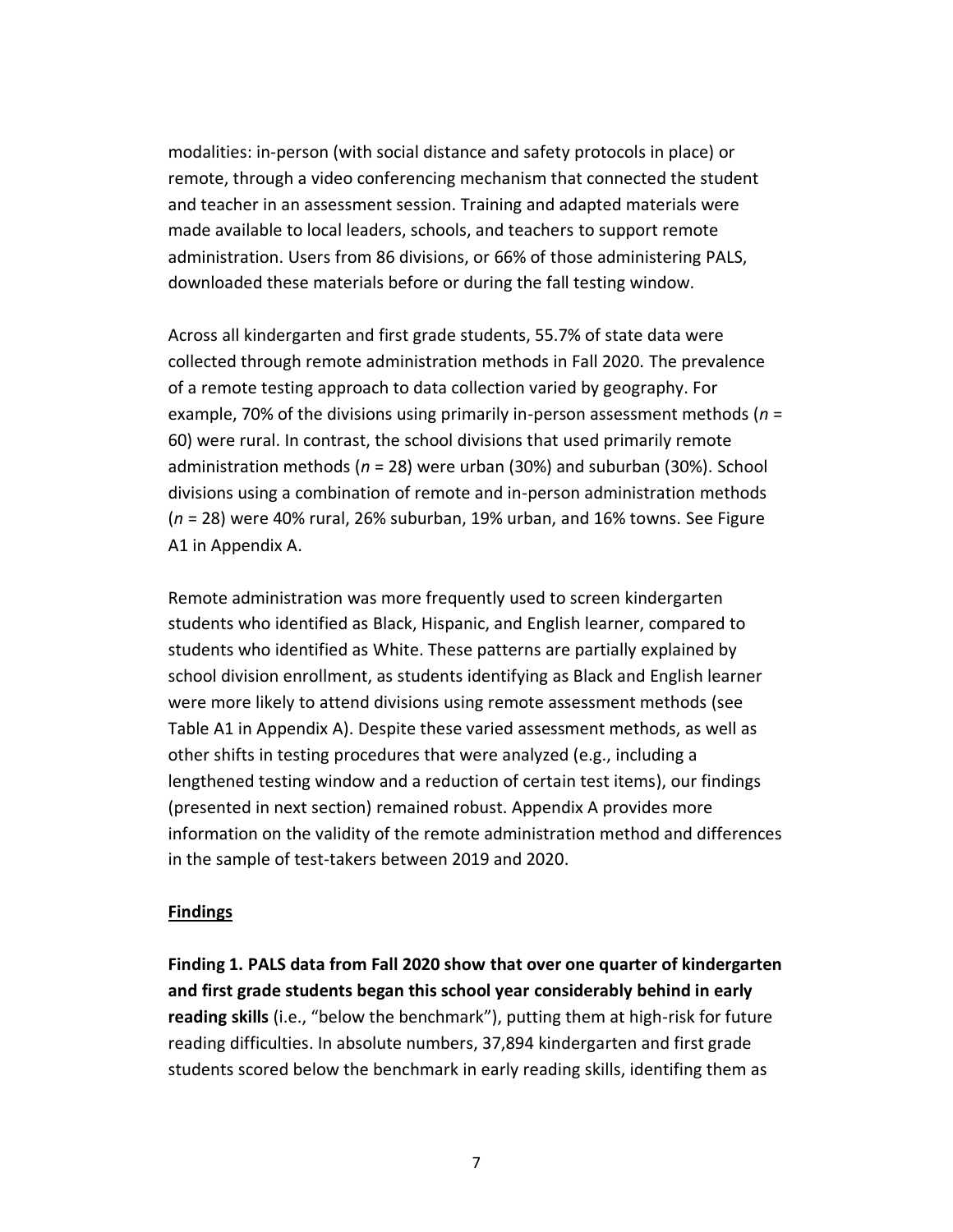modalities: in-person (with social distance and safety protocols in place) or remote, through a video conferencing mechanism that connected the student and teacher in an assessment session. Training and adapted materials were made available to local leaders, schools, and teachers to support remote administration. Users from 86 divisions, or 66% of those administering PALS, downloaded these materials before or during the fall testing window.

Across all kindergarten and first grade students, 55.7% of state data were collected through remote administration methods in Fall 2020. The prevalence of a remote testing approach to data collection varied by geography. For example, 70% of the divisions using primarily in-person assessment methods (*n* = 60) were rural. In contrast, the school divisions that used primarily remote administration methods (*n* = 28) were urban (30%) and suburban (30%). School divisions using a combination of remote and in-person administration methods (*n* = 28) were 40% rural, 26% suburban, 19% urban, and 16% towns. See Figure A1 in Appendix A.

Remote administration was more frequently used to screen kindergarten students who identified as Black, Hispanic, and English learner, compared to students who identified as White. These patterns are partially explained by school division enrollment, as students identifying as Black and English learner were more likely to attend divisions using remote assessment methods (see Table A1 in Appendix A). Despite these varied assessment methods, as well as other shifts in testing procedures that were analyzed (e.g., including a lengthened testing window and a reduction of certain test items), our findings (presented in next section) remained robust. Appendix A provides more information on the validity of the remote administration method and differences in the sample of test-takers between 2019 and 2020.

## Findings

**Finding 1. PALS data from Fall 2020 show that over one quarter of kindergarten and first grade students began this school year considerably behind in early reading skills** (i.e., "below the benchmark"), putting them at high-risk for future reading difficulties. In absolute numbers, 37,894 kindergarten and first grade students scored below the benchmark in early reading skills, identifing them as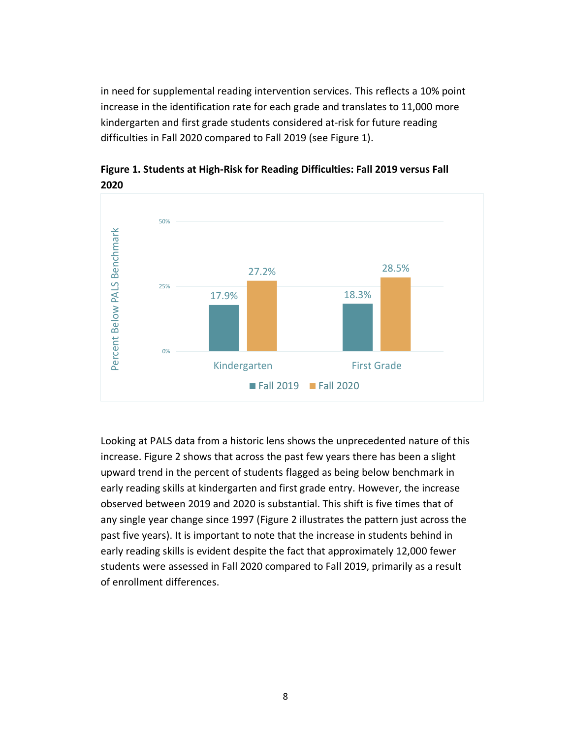in need for supplemental reading intervention services. This reflects a 10% point increase in the identification rate for each grade and translates to 11,000 more kindergarten and first grade students considered at-risk for future reading difficulties in Fall 2020 compared to Fall 2019 (see Figure 1).

**Figure 1. Students at High-Risk for Reading Difficulties: Fall 2019 versus Fall 2020**

| Percent Below PALS Benchmark | Fall 2019 | Fall 2020 |
| --- | --- | --- |
| Kindergarten | 17.9% | 27.2% |
| First Grade | 18.3% | 28.5% |

Looking at PALS data from a historic lens shows the unprecedented nature of this increase. Figure 2 shows that across the past few years there has been a slight upward trend in the percent of students flagged as being below benchmark in early reading skills at kindergarten and first grade entry. However, the increase observed between 2019 and 2020 is substantial. This shift is five times that of any single year change since 1997 (Figure 2 illustrates the pattern just across the past five years). It is important to note that the increase in students behind in early reading skills is evident despite the fact that approximately 12,000 fewer students were assessed in Fall 2020 compared to Fall 2019, primarily as a result of enrollment differences.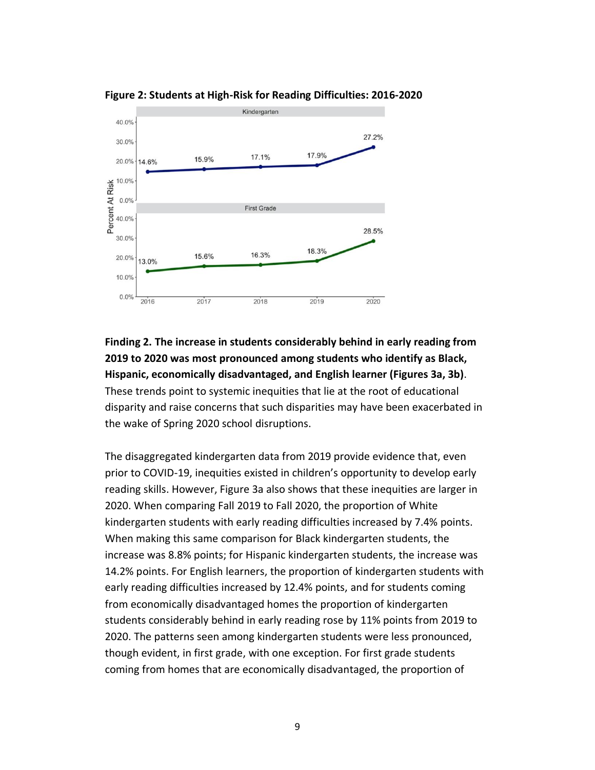**Figure 2: Students at High-Risk for Reading Difficulties: 2016-2020**

**Finding 2. The increase in students considerably behind in early reading from 2019 to 2020 was most pronounced among students who identify as Black, Hispanic, economically disadvantaged, and English learner (Figures 3a, 3b).** These trends point to systemic inequities that lie at the root of educational disparity and raise concerns that such disparities may have been exacerbated in the wake of Spring 2020 school disruptions.

The disaggregated kindergarten data from 2019 provide evidence that, even prior to COVID-19, inequities existed in children's opportunity to develop early reading skills. However, Figure 3a also shows that these inequities are larger in 2020. When comparing Fall 2019 to Fall 2020, the proportion of White kindergarten students with early reading difficulties increased by 7.4% points. When making this same comparison for Black kindergarten students, the increase was 8.8% points; for Hispanic kindergarten students, the increase was 14.2% points. For English learners, the proportion of kindergarten students with early reading difficulties increased by 12.4% points, and for students coming from economically disadvantaged homes the proportion of kindergarten students considerably behind in early reading rose by 11% points from 2019 to 2020. The patterns seen among kindergarten students were less pronounced, though evident, in first grade, with one exception. For first grade students coming from homes that are economically disadvantaged, the proportion of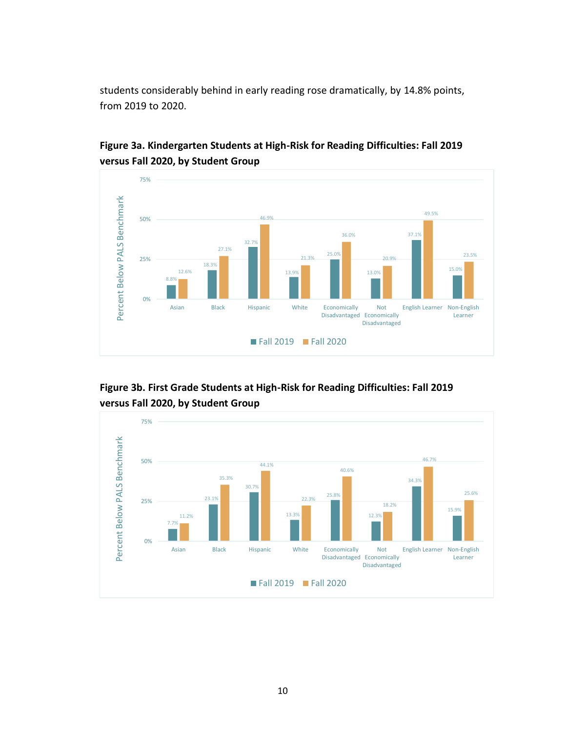students considerably behind in early reading rose dramatically, by 14.8% points, from 2019 to 2020.

**Figure 3a. Kindergarten Students at High-Risk for Reading Difficulties: Fall 2019 versus Fall 2020, by Student Group**

| Student Group | Fall 2019 | Fall 2020 |
|---|---|---|
| Asian | 8.8% | 12.6% |
| Black | 18.3% | 27.1% |
| Hispanic | 32.7% | 46.9% |
| White | 13.9% | 21.3% |
| Economically Disadvantaged | 25.0% | 36.0% |
| Not Economically Disadvantaged | 13.0% | 20.9% |
| English Learner | 37.1% | 49.5% |
| Non-English Learner | 15.0% | 23.5% |

Y-axis: Percent Below PALS Benchmark

**Figure 3b. First Grade Students at High-Risk for Reading Difficulties: Fall 2019 versus Fall 2020, by Student Group**

| Student Group | Fall 2019 | Fall 2020 |
|---|---|---|
| Asian | 7.7% | 11.2% |
| Black | 23.1% | 35.3% |
| Hispanic | 30.7% | 44.1% |
| White | 13.3% | 22.3% |
| Economically Disadvantaged | 25.8% | 40.6% |
| Not Economically Disadvantaged | 12.3% | 18.2% |
| English Learner | 34.3% | 46.7% |
| Non-English Learner | 15.9% | 25.6% |

Y-axis: Percent Below PALS Benchmark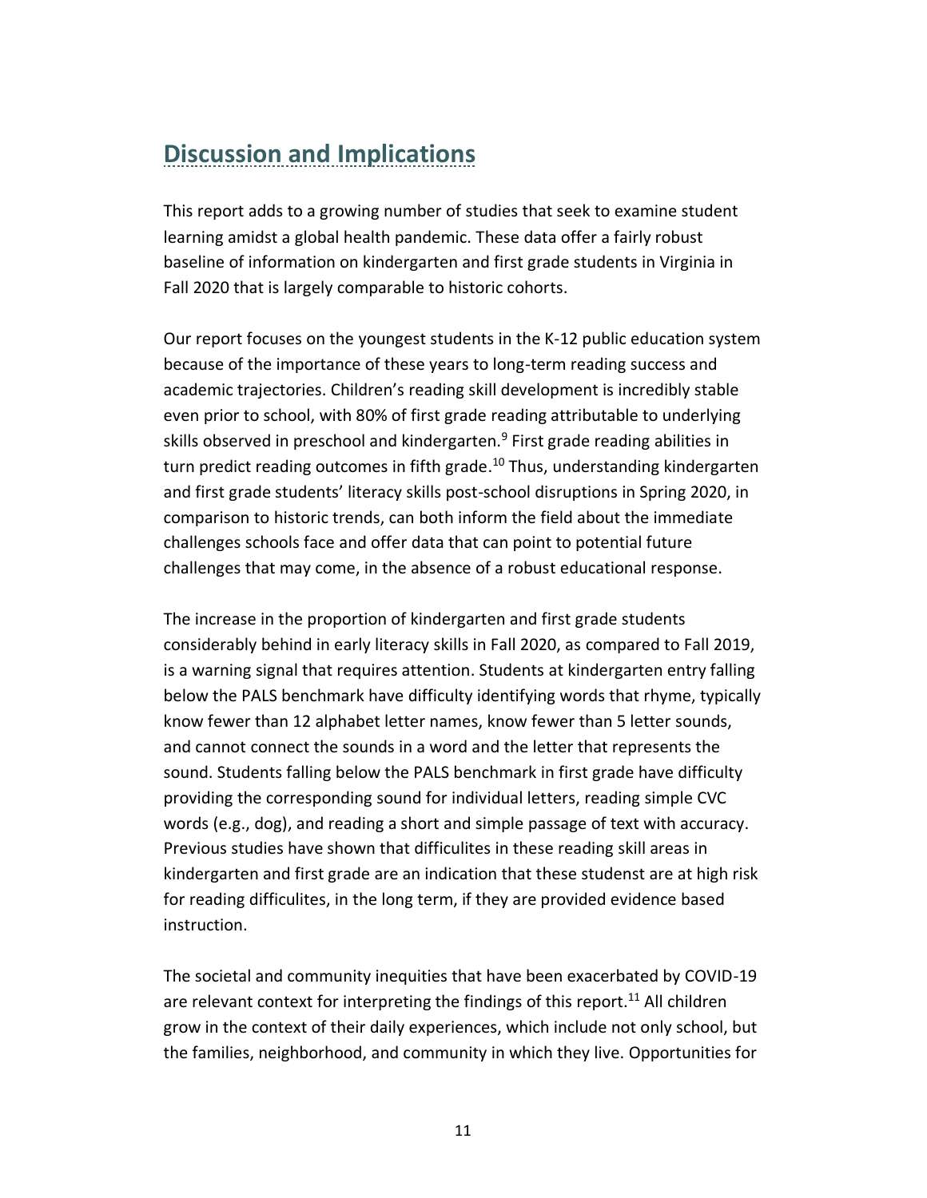## Discussion and Implications

This report adds to a growing number of studies that seek to examine student learning amidst a global health pandemic. These data offer a fairly robust baseline of information on kindergarten and first grade students in Virginia in Fall 2020 that is largely comparable to historic cohorts.

Our report focuses on the youngest students in the K-12 public education system because of the importance of these years to long-term reading success and academic trajectories. Children's reading skill development is incredibly stable even prior to school, with 80% of first grade reading attributable to underlying skills observed in preschool and kindergarten.[9] First grade reading abilities in turn predict reading outcomes in fifth grade.[10] Thus, understanding kindergarten and first grade students' literacy skills post-school disruptions in Spring 2020, in comparison to historic trends, can both inform the field about the immediate challenges schools face and offer data that can point to potential future challenges that may come, in the absence of a robust educational response.

The increase in the proportion of kindergarten and first grade students considerably behind in early literacy skills in Fall 2020, as compared to Fall 2019, is a warning signal that requires attention. Students at kindergarten entry falling below the PALS benchmark have difficulty identifying words that rhyme, typically know fewer than 12 alphabet letter names, know fewer than 5 letter sounds, and cannot connect the sounds in a word and the letter that represents the sound. Students falling below the PALS benchmark in first grade have difficulty providing the corresponding sound for individual letters, reading simple CVC words (e.g., dog), and reading a short and simple passage of text with accuracy. Previous studies have shown that difficulites in these reading skill areas in kindergarten and first grade are an indication that these studenst are at high risk for reading difficulites, in the long term, if they are provided evidence based instruction.

The societal and community inequities that have been exacerbated by COVID-19 are relevant context for interpreting the findings of this report.[11] All children grow in the context of their daily experiences, which include not only school, but the families, neighborhood, and community in which they live. Opportunities for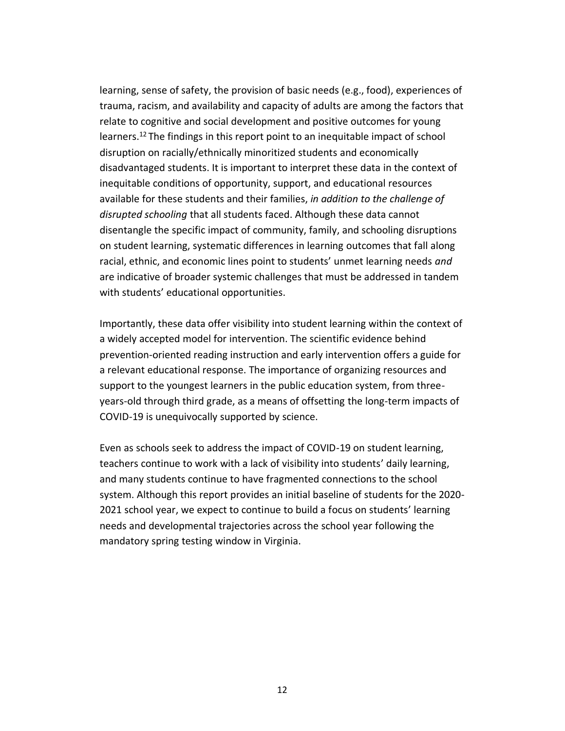learning, sense of safety, the provision of basic needs (e.g., food), experiences of trauma, racism, and availability and capacity of adults are among the factors that relate to cognitive and social development and positive outcomes for young learners.[12] The findings in this report point to an inequitable impact of school disruption on racially/ethnically minoritized students and economically disadvantaged students. It is important to interpret these data in the context of inequitable conditions of opportunity, support, and educational resources available for these students and their families, *in addition to the challenge of disrupted schooling* that all students faced. Although these data cannot disentangle the specific impact of community, family, and schooling disruptions on student learning, systematic differences in learning outcomes that fall along racial, ethnic, and economic lines point to students' unmet learning needs *and* are indicative of broader systemic challenges that must be addressed in tandem with students' educational opportunities.

Importantly, these data offer visibility into student learning within the context of a widely accepted model for intervention. The scientific evidence behind prevention-oriented reading instruction and early intervention offers a guide for a relevant educational response. The importance of organizing resources and support to the youngest learners in the public education system, from three-years-old through third grade, as a means of offsetting the long-term impacts of COVID-19 is unequivocally supported by science.

Even as schools seek to address the impact of COVID-19 on student learning, teachers continue to work with a lack of visibility into students' daily learning, and many students continue to have fragmented connections to the school system. Although this report provides an initial baseline of students for the 2020-2021 school year, we expect to continue to build a focus on students' learning needs and developmental trajectories across the school year following the mandatory spring testing window in Virginia.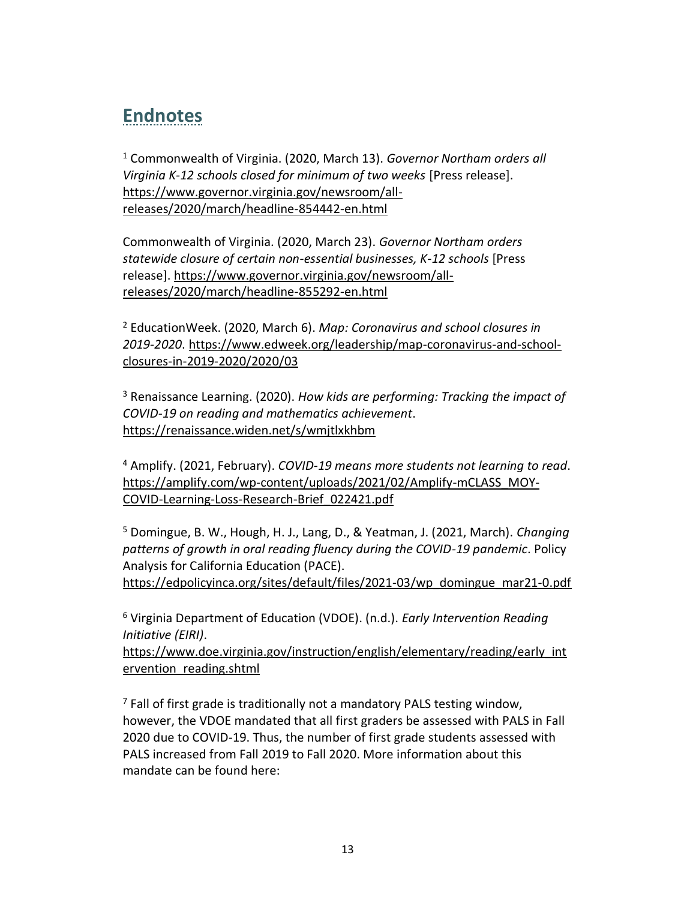## Endnotes

[1] Commonwealth of Virginia. (2020, March 13). *Governor Northam orders all Virginia K-12 schools closed for minimum of two weeks* [Press release]. https://www.governor.virginia.gov/newsroom/all-releases/2020/march/headline-854442-en.html

Commonwealth of Virginia. (2020, March 23). *Governor Northam orders statewide closure of certain non-essential businesses, K-12 schools* [Press release]. https://www.governor.virginia.gov/newsroom/all-releases/2020/march/headline-855292-en.html

[2] EducationWeek. (2020, March 6). *Map: Coronavirus and school closures in 2019-2020*. https://www.edweek.org/leadership/map-coronavirus-and-school-closures-in-2019-2020/2020/03

[3] Renaissance Learning. (2020). *How kids are performing: Tracking the impact of COVID-19 on reading and mathematics achievement*. https://renaissance.widen.net/s/wmjtlxkhbm

[4] Amplify. (2021, February). *COVID-19 means more students not learning to read*. https://amplify.com/wp-content/uploads/2021/02/Amplify-mCLASS_MOY-COVID-Learning-Loss-Research-Brief_022421.pdf

[5] Domingue, B. W., Hough, H. J., Lang, D., & Yeatman, J. (2021, March). *Changing patterns of growth in oral reading fluency during the COVID-19 pandemic*. Policy Analysis for California Education (PACE). https://edpolicyinca.org/sites/default/files/2021-03/wp_domingue_mar21-0.pdf

[6] Virginia Department of Education (VDOE). (n.d.). *Early Intervention Reading Initiative (EIRI)*. https://www.doe.virginia.gov/instruction/english/elementary/reading/early_intervention_reading.shtml

[7] Fall of first grade is traditionally not a mandatory PALS testing window, however, the VDOE mandated that all first graders be assessed with PALS in Fall 2020 due to COVID-19. Thus, the number of first grade students assessed with PALS increased from Fall 2019 to Fall 2020. More information about this mandate can be found here: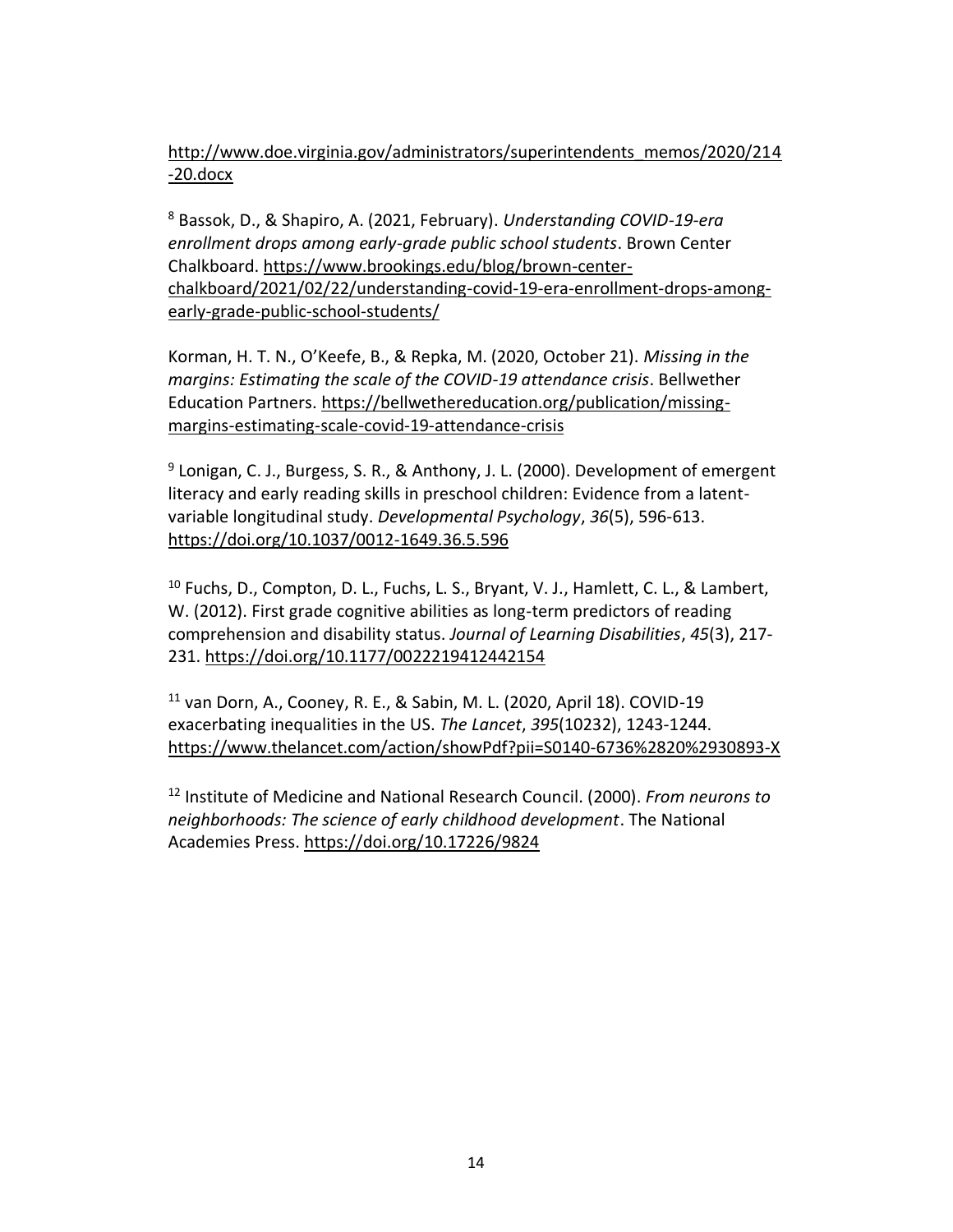http://www.doe.virginia.gov/administrators/superintendents_memos/2020/214-20.docx

[8] Bassok, D., & Shapiro, A. (2021, February). *Understanding COVID-19-era enrollment drops among early-grade public school students*. Brown Center Chalkboard. https://www.brookings.edu/blog/brown-center-chalkboard/2021/02/22/understanding-covid-19-era-enrollment-drops-among-early-grade-public-school-students/

Korman, H. T. N., O'Keefe, B., & Repka, M. (2020, October 21). *Missing in the margins: Estimating the scale of the COVID-19 attendance crisis*. Bellwether Education Partners. https://bellwethereducation.org/publication/missing-margins-estimating-scale-covid-19-attendance-crisis

[9] Lonigan, C. J., Burgess, S. R., & Anthony, J. L. (2000). Development of emergent literacy and early reading skills in preschool children: Evidence from a latent-variable longitudinal study. *Developmental Psychology*, *36*(5), 596-613. https://doi.org/10.1037/0012-1649.36.5.596

[10] Fuchs, D., Compton, D. L., Fuchs, L. S., Bryant, V. J., Hamlett, C. L., & Lambert, W. (2012). First grade cognitive abilities as long-term predictors of reading comprehension and disability status. *Journal of Learning Disabilities*, *45*(3), 217-231. https://doi.org/10.1177/0022219412442154

[11] van Dorn, A., Cooney, R. E., & Sabin, M. L. (2020, April 18). COVID-19 exacerbating inequalities in the US. *The Lancet*, *395*(10232), 1243-1244. https://www.thelancet.com/action/showPdf?pii=S0140-6736%2820%2930893-X

[12] Institute of Medicine and National Research Council. (2000). *From neurons to neighborhoods: The science of early childhood development*. The National Academies Press. https://doi.org/10.17226/9824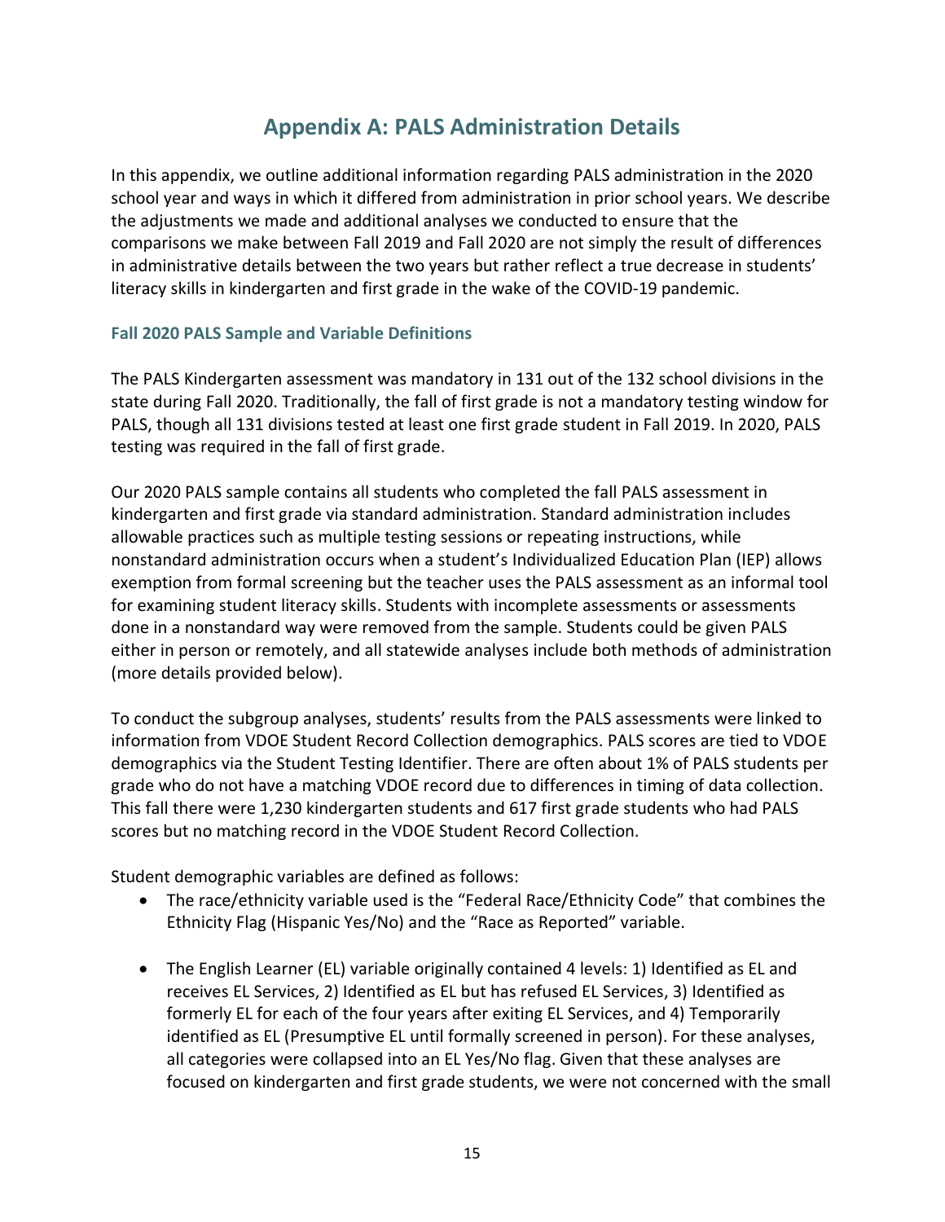# Appendix A: PALS Administration Details

In this appendix, we outline additional information regarding PALS administration in the 2020 school year and ways in which it differed from administration in prior school years. We describe the adjustments we made and additional analyses we conducted to ensure that the comparisons we make between Fall 2019 and Fall 2020 are not simply the result of differences in administrative details between the two years but rather reflect a true decrease in students' literacy skills in kindergarten and first grade in the wake of the COVID-19 pandemic.

### Fall 2020 PALS Sample and Variable Definitions

The PALS Kindergarten assessment was mandatory in 131 out of the 132 school divisions in the state during Fall 2020. Traditionally, the fall of first grade is not a mandatory testing window for PALS, though all 131 divisions tested at least one first grade student in Fall 2019. In 2020, PALS testing was required in the fall of first grade.

Our 2020 PALS sample contains all students who completed the fall PALS assessment in kindergarten and first grade via standard administration. Standard administration includes allowable practices such as multiple testing sessions or repeating instructions, while nonstandard administration occurs when a student's Individualized Education Plan (IEP) allows exemption from formal screening but the teacher uses the PALS assessment as an informal tool for examining student literacy skills. Students with incomplete assessments or assessments done in a nonstandard way were removed from the sample. Students could be given PALS either in person or remotely, and all statewide analyses include both methods of administration (more details provided below).

To conduct the subgroup analyses, students' results from the PALS assessments were linked to information from VDOE Student Record Collection demographics. PALS scores are tied to VDOE demographics via the Student Testing Identifier. There are often about 1% of PALS students per grade who do not have a matching VDOE record due to differences in timing of data collection. This fall there were 1,230 kindergarten students and 617 first grade students who had PALS scores but no matching record in the VDOE Student Record Collection.

Student demographic variables are defined as follows:

- The race/ethnicity variable used is the "Federal Race/Ethnicity Code" that combines the Ethnicity Flag (Hispanic Yes/No) and the "Race as Reported" variable.
- The English Learner (EL) variable originally contained 4 levels: 1) Identified as EL and receives EL Services, 2) Identified as EL but has refused EL Services, 3) Identified as formerly EL for each of the four years after exiting EL Services, and 4) Temporarily identified as EL (Presumptive EL until formally screened in person). For these analyses, all categories were collapsed into an EL Yes/No flag. Given that these analyses are focused on kindergarten and first grade students, we were not concerned with the small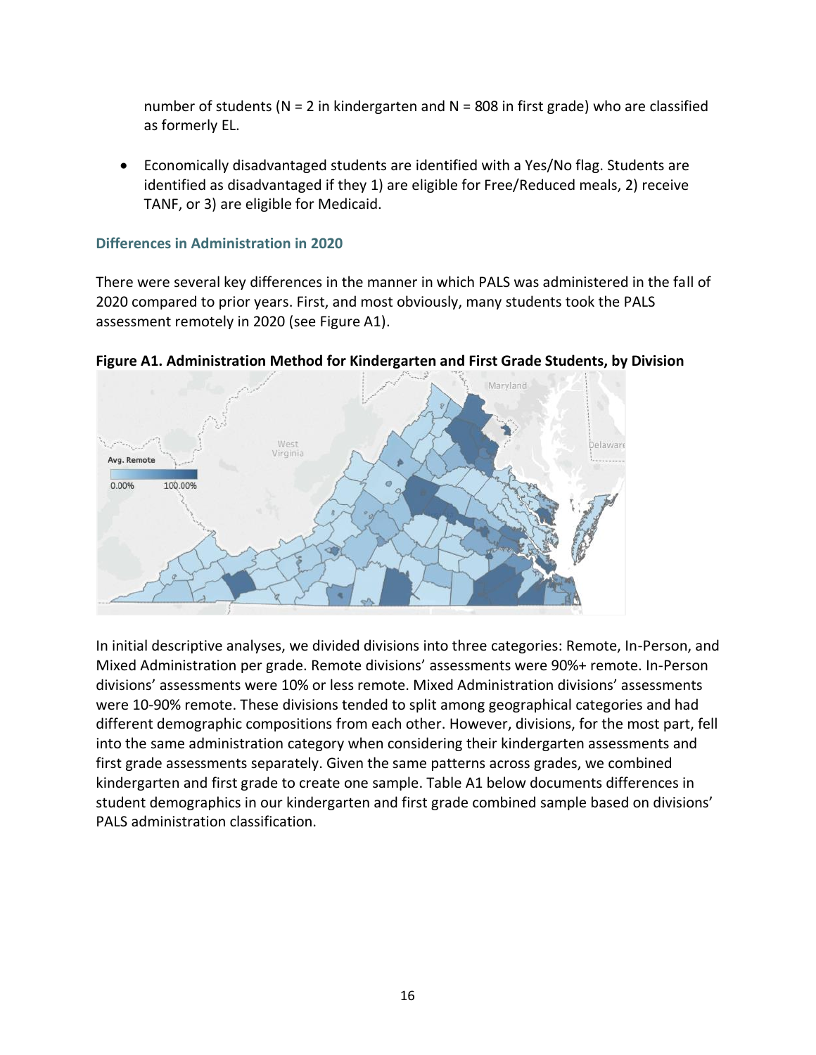number of students (N = 2 in kindergarten and N = 808 in first grade) who are classified as formerly EL.

- Economically disadvantaged students are identified with a Yes/No flag. Students are identified as disadvantaged if they 1) are eligible for Free/Reduced meals, 2) receive TANF, or 3) are eligible for Medicaid.

### Differences in Administration in 2020

There were several key differences in the manner in which PALS was administered in the fall of 2020 compared to prior years. First, and most obviously, many students took the PALS assessment remotely in 2020 (see Figure A1).

**Figure A1. Administration Method for Kindergarten and First Grade Students, by Division**

In initial descriptive analyses, we divided divisions into three categories: Remote, In-Person, and Mixed Administration per grade. Remote divisions' assessments were 90%+ remote. In-Person divisions' assessments were 10% or less remote. Mixed Administration divisions' assessments were 10-90% remote. These divisions tended to split among geographical categories and had different demographic compositions from each other. However, divisions, for the most part, fell into the same administration category when considering their kindergarten assessments and first grade assessments separately. Given the same patterns across grades, we combined kindergarten and first grade to create one sample. Table A1 below documents differences in student demographics in our kindergarten and first grade combined sample based on divisions' PALS administration classification.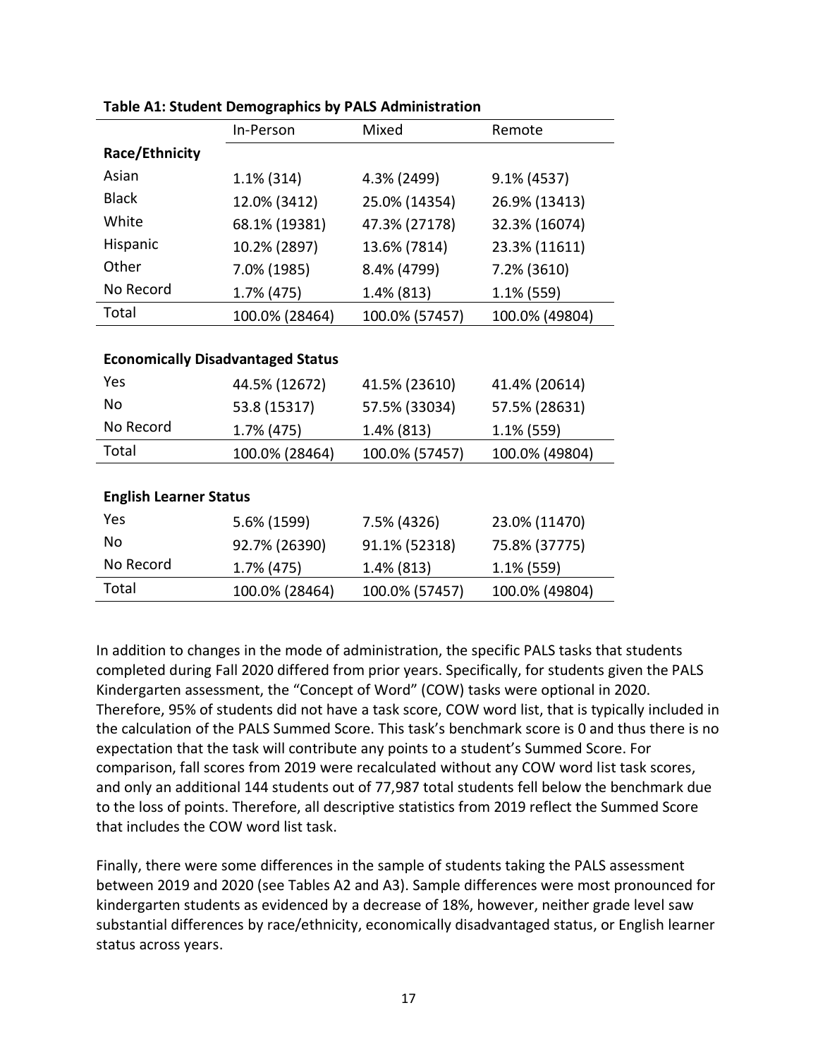**Table A1: Student Demographics by PALS Administration**

| | In-Person | Mixed | Remote |
|---|---|---|---|
| **Race/Ethnicity** | | | |
| Asian | 1.1% (314) | 4.3% (2499) | 9.1% (4537) |
| Black | 12.0% (3412) | 25.0% (14354) | 26.9% (13413) |
| White | 68.1% (19381) | 47.3% (27178) | 32.3% (16074) |
| Hispanic | 10.2% (2897) | 13.6% (7814) | 23.3% (11611) |
| Other | 7.0% (1985) | 8.4% (4799) | 7.2% (3610) |
| No Record | 1.7% (475) | 1.4% (813) | 1.1% (559) |
| Total | 100.0% (28464) | 100.0% (57457) | 100.0% (49804) |
| **Economically Disadvantaged Status** | | | |
| Yes | 44.5% (12672) | 41.5% (23610) | 41.4% (20614) |
| No | 53.8 (15317) | 57.5% (33034) | 57.5% (28631) |
| No Record | 1.7% (475) | 1.4% (813) | 1.1% (559) |
| Total | 100.0% (28464) | 100.0% (57457) | 100.0% (49804) |
| **English Learner Status** | | | |
| Yes | 5.6% (1599) | 7.5% (4326) | 23.0% (11470) |
| No | 92.7% (26390) | 91.1% (52318) | 75.8% (37775) |
| No Record | 1.7% (475) | 1.4% (813) | 1.1% (559) |
| Total | 100.0% (28464) | 100.0% (57457) | 100.0% (49804) |

In addition to changes in the mode of administration, the specific PALS tasks that students completed during Fall 2020 differed from prior years. Specifically, for students given the PALS Kindergarten assessment, the "Concept of Word" (COW) tasks were optional in 2020. Therefore, 95% of students did not have a task score, COW word list, that is typically included in the calculation of the PALS Summed Score. This task's benchmark score is 0 and thus there is no expectation that the task will contribute any points to a student's Summed Score. For comparison, fall scores from 2019 were recalculated without any COW word list task scores, and only an additional 144 students out of 77,987 total students fell below the benchmark due to the loss of points. Therefore, all descriptive statistics from 2019 reflect the Summed Score that includes the COW word list task.

Finally, there were some differences in the sample of students taking the PALS assessment between 2019 and 2020 (see Tables A2 and A3). Sample differences were most pronounced for kindergarten students as evidenced by a decrease of 18%, however, neither grade level saw substantial differences by race/ethnicity, economically disadvantaged status, or English learner status across years.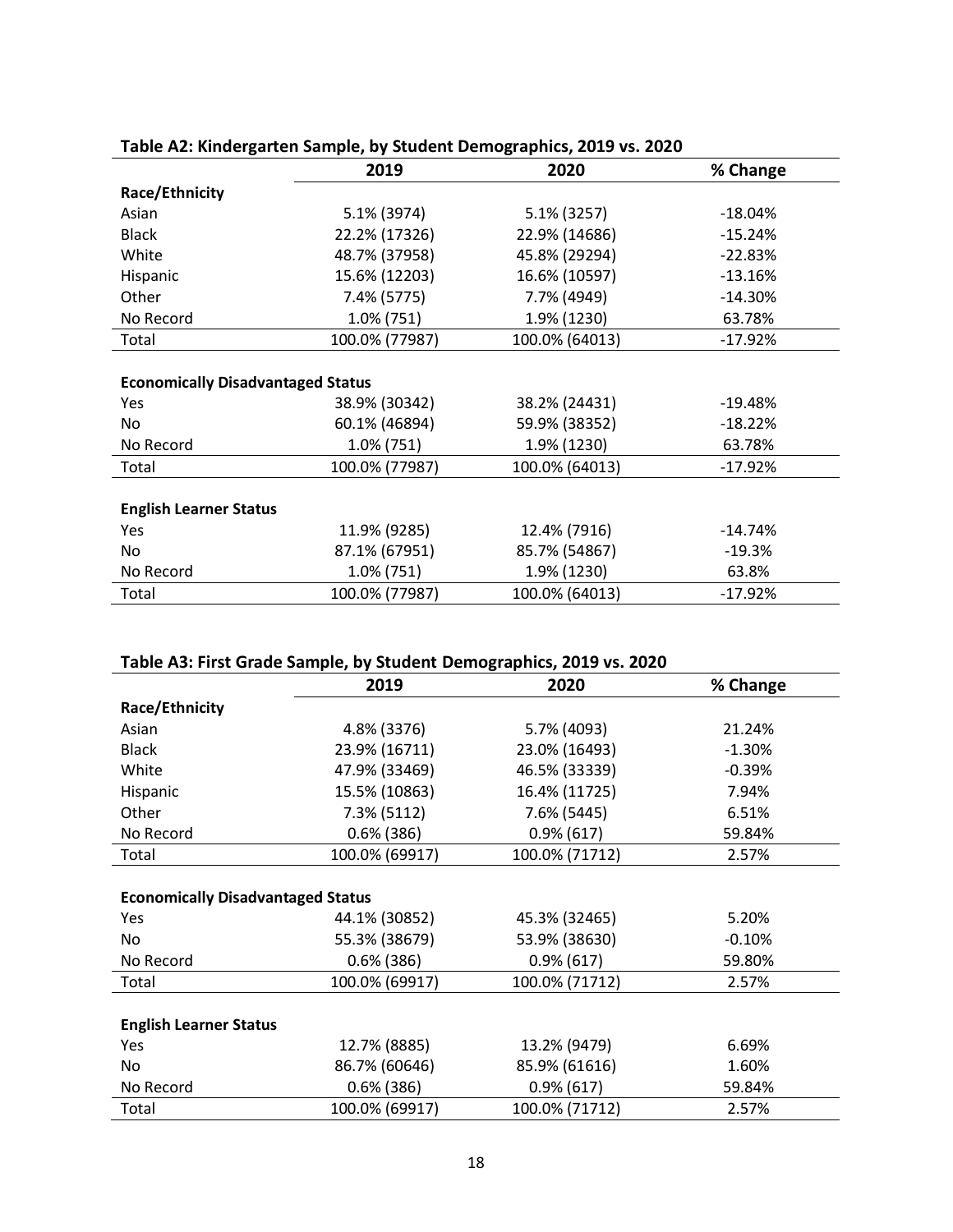**Table A2: Kindergarten Sample, by Student Demographics, 2019 vs. 2020**

| | 2019 | 2020 | % Change |
|---|---|---|---|
| **Race/Ethnicity** | | | |
| Asian | 5.1% (3974) | 5.1% (3257) | -18.04% |
| Black | 22.2% (17326) | 22.9% (14686) | -15.24% |
| White | 48.7% (37958) | 45.8% (29294) | -22.83% |
| Hispanic | 15.6% (12203) | 16.6% (10597) | -13.16% |
| Other | 7.4% (5775) | 7.7% (4949) | -14.30% |
| No Record | 1.0% (751) | 1.9% (1230) | 63.78% |
| Total | 100.0% (77987) | 100.0% (64013) | -17.92% |
| | | | |
| **Economically Disadvantaged Status** | | | |
| Yes | 38.9% (30342) | 38.2% (24431) | -19.48% |
| No | 60.1% (46894) | 59.9% (38352) | -18.22% |
| No Record | 1.0% (751) | 1.9% (1230) | 63.78% |
| Total | 100.0% (77987) | 100.0% (64013) | -17.92% |
| | | | |
| **English Learner Status** | | | |
| Yes | 11.9% (9285) | 12.4% (7916) | -14.74% |
| No | 87.1% (67951) | 85.7% (54867) | -19.3% |
| No Record | 1.0% (751) | 1.9% (1230) | 63.8% |
| Total | 100.0% (77987) | 100.0% (64013) | -17.92% |

**Table A3: First Grade Sample, by Student Demographics, 2019 vs. 2020**

| | 2019 | 2020 | % Change |
|---|---|---|---|
| **Race/Ethnicity** | | | |
| Asian | 4.8% (3376) | 5.7% (4093) | 21.24% |
| Black | 23.9% (16711) | 23.0% (16493) | -1.30% |
| White | 47.9% (33469) | 46.5% (33339) | -0.39% |
| Hispanic | 15.5% (10863) | 16.4% (11725) | 7.94% |
| Other | 7.3% (5112) | 7.6% (5445) | 6.51% |
| No Record | 0.6% (386) | 0.9% (617) | 59.84% |
| Total | 100.0% (69917) | 100.0% (71712) | 2.57% |
| | | | |
| **Economically Disadvantaged Status** | | | |
| Yes | 44.1% (30852) | 45.3% (32465) | 5.20% |
| No | 55.3% (38679) | 53.9% (38630) | -0.10% |
| No Record | 0.6% (386) | 0.9% (617) | 59.80% |
| Total | 100.0% (69917) | 100.0% (71712) | 2.57% |
| | | | |
| **English Learner Status** | | | |
| Yes | 12.7% (8885) | 13.2% (9479) | 6.69% |
| No | 86.7% (60646) | 85.9% (61616) | 1.60% |
| No Record | 0.6% (386) | 0.9% (617) | 59.84% |
| Total | 100.0% (69917) | 100.0% (71712) | 2.57% |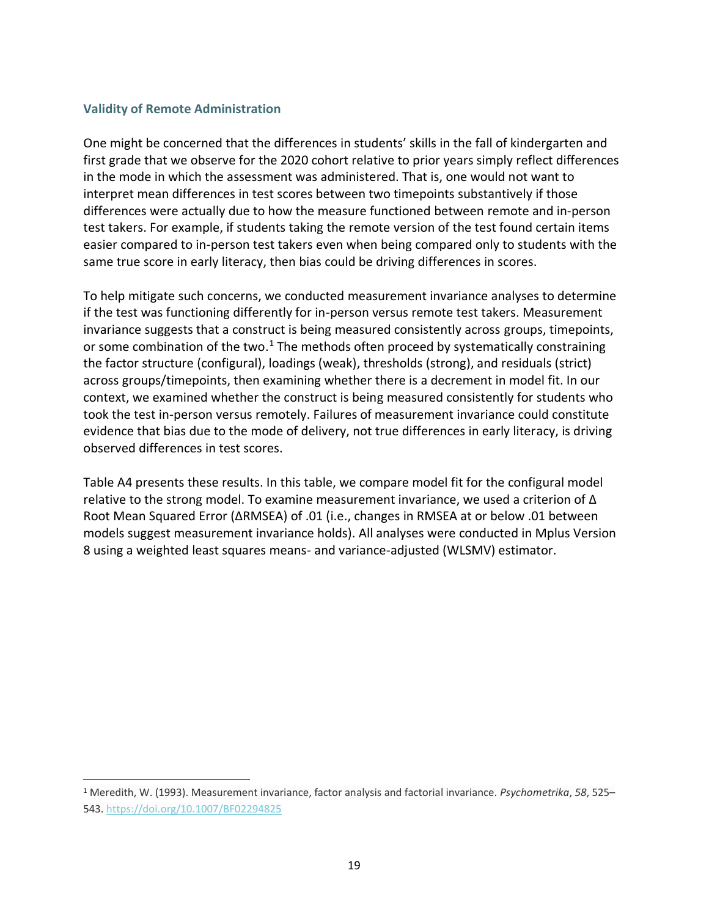### Validity of Remote Administration

One might be concerned that the differences in students' skills in the fall of kindergarten and first grade that we observe for the 2020 cohort relative to prior years simply reflect differences in the mode in which the assessment was administered. That is, one would not want to interpret mean differences in test scores between two timepoints substantively if those differences were actually due to how the measure functioned between remote and in-person test takers. For example, if students taking the remote version of the test found certain items easier compared to in-person test takers even when being compared only to students with the same true score in early literacy, then bias could be driving differences in scores.

To help mitigate such concerns, we conducted measurement invariance analyses to determine if the test was functioning differently for in-person versus remote test takers. Measurement invariance suggests that a construct is being measured consistently across groups, timepoints, or some combination of the two.[1] The methods often proceed by systematically constraining the factor structure (configural), loadings (weak), thresholds (strong), and residuals (strict) across groups/timepoints, then examining whether there is a decrement in model fit. In our context, we examined whether the construct is being measured consistently for students who took the test in-person versus remotely. Failures of measurement invariance could constitute evidence that bias due to the mode of delivery, not true differences in early literacy, is driving observed differences in test scores.

Table A4 presents these results. In this table, we compare model fit for the configural model relative to the strong model. To examine measurement invariance, we used a criterion of Δ Root Mean Squared Error (ΔRMSEA) of .01 (i.e., changes in RMSEA at or below .01 between models suggest measurement invariance holds). All analyses were conducted in Mplus Version 8 using a weighted least squares means- and variance-adjusted (WLSMV) estimator.

[1] Meredith, W. (1993). Measurement invariance, factor analysis and factorial invariance. *Psychometrika*, *58*, 525–543. https://doi.org/10.1007/BF02294825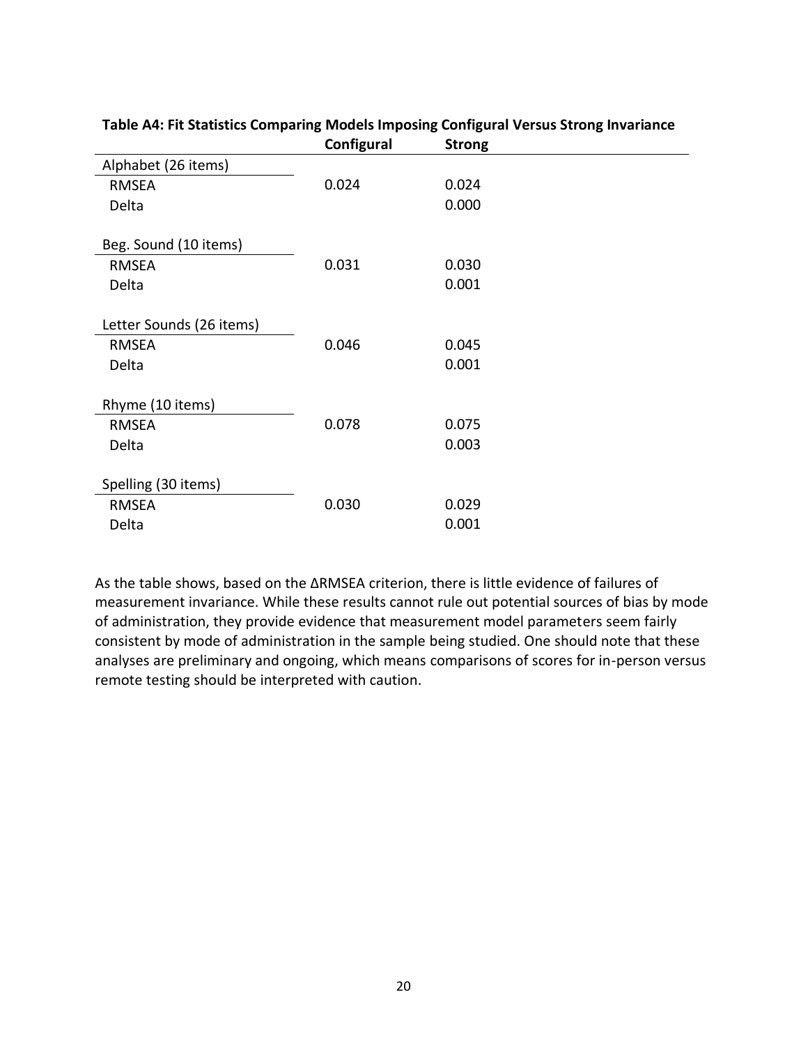**Table A4: Fit Statistics Comparing Models Imposing Configural Versus Strong Invariance**

| | Configural | Strong |
|---|---|---|
| Alphabet (26 items) | | |
| RMSEA | 0.024 | 0.024 |
| Delta | | 0.000 |
| Beg. Sound (10 items) | | |
| RMSEA | 0.031 | 0.030 |
| Delta | | 0.001 |
| Letter Sounds (26 items) | | |
| RMSEA | 0.046 | 0.045 |
| Delta | | 0.001 |
| Rhyme (10 items) | | |
| RMSEA | 0.078 | 0.075 |
| Delta | | 0.003 |
| Spelling (30 items) | | |
| RMSEA | 0.030 | 0.029 |
| Delta | | 0.001 |

As the table shows, based on the ΔRMSEA criterion, there is little evidence of failures of measurement invariance. While these results cannot rule out potential sources of bias by mode of administration, they provide evidence that measurement model parameters seem fairly consistent by mode of administration in the sample being studied. One should note that these analyses are preliminary and ongoing, which means comparisons of scores for in-person versus remote testing should be interpreted with caution.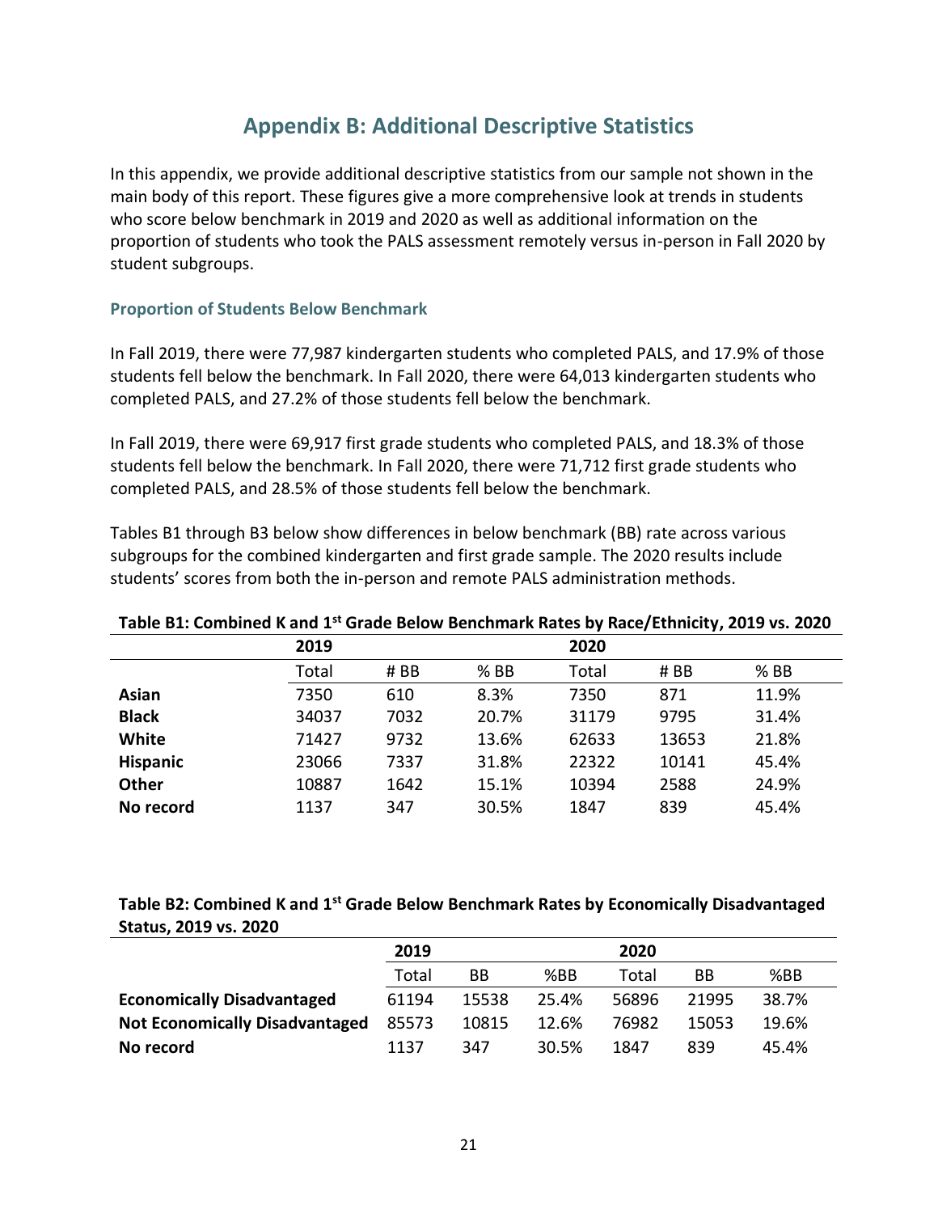# Appendix B: Additional Descriptive Statistics

In this appendix, we provide additional descriptive statistics from our sample not shown in the main body of this report. These figures give a more comprehensive look at trends in students who score below benchmark in 2019 and 2020 as well as additional information on the proportion of students who took the PALS assessment remotely versus in-person in Fall 2020 by student subgroups.

### Proportion of Students Below Benchmark

In Fall 2019, there were 77,987 kindergarten students who completed PALS, and 17.9% of those students fell below the benchmark. In Fall 2020, there were 64,013 kindergarten students who completed PALS, and 27.2% of those students fell below the benchmark.

In Fall 2019, there were 69,917 first grade students who completed PALS, and 18.3% of those students fell below the benchmark. In Fall 2020, there were 71,712 first grade students who completed PALS, and 28.5% of those students fell below the benchmark.

Tables B1 through B3 below show differences in below benchmark (BB) rate across various subgroups for the combined kindergarten and first grade sample. The 2020 results include students' scores from both the in-person and remote PALS administration methods.

**Table B1: Combined K and 1st Grade Below Benchmark Rates by Race/Ethnicity, 2019 vs. 2020**

| | 2019 | | | 2020 | | |
|---|---|---|---|---|---|---|
| | Total | # BB | % BB | Total | # BB | % BB |
| **Asian** | 7350 | 610 | 8.3% | 7350 | 871 | 11.9% |
| **Black** | 34037 | 7032 | 20.7% | 31179 | 9795 | 31.4% |
| **White** | 71427 | 9732 | 13.6% | 62633 | 13653 | 21.8% |
| **Hispanic** | 23066 | 7337 | 31.8% | 22322 | 10141 | 45.4% |
| **Other** | 10887 | 1642 | 15.1% | 10394 | 2588 | 24.9% |
| **No record** | 1137 | 347 | 30.5% | 1847 | 839 | 45.4% |

**Table B2: Combined K and 1st Grade Below Benchmark Rates by Economically Disadvantaged Status, 2019 vs. 2020**

| | 2019 | | | 2020 | | |
|---|---|---|---|---|---|---|
| | Total | BB | %BB | Total | BB | %BB |
| **Economically Disadvantaged** | 61194 | 15538 | 25.4% | 56896 | 21995 | 38.7% |
| **Not Economically Disadvantaged** | 85573 | 10815 | 12.6% | 76982 | 15053 | 19.6% |
| **No record** | 1137 | 347 | 30.5% | 1847 | 839 | 45.4% |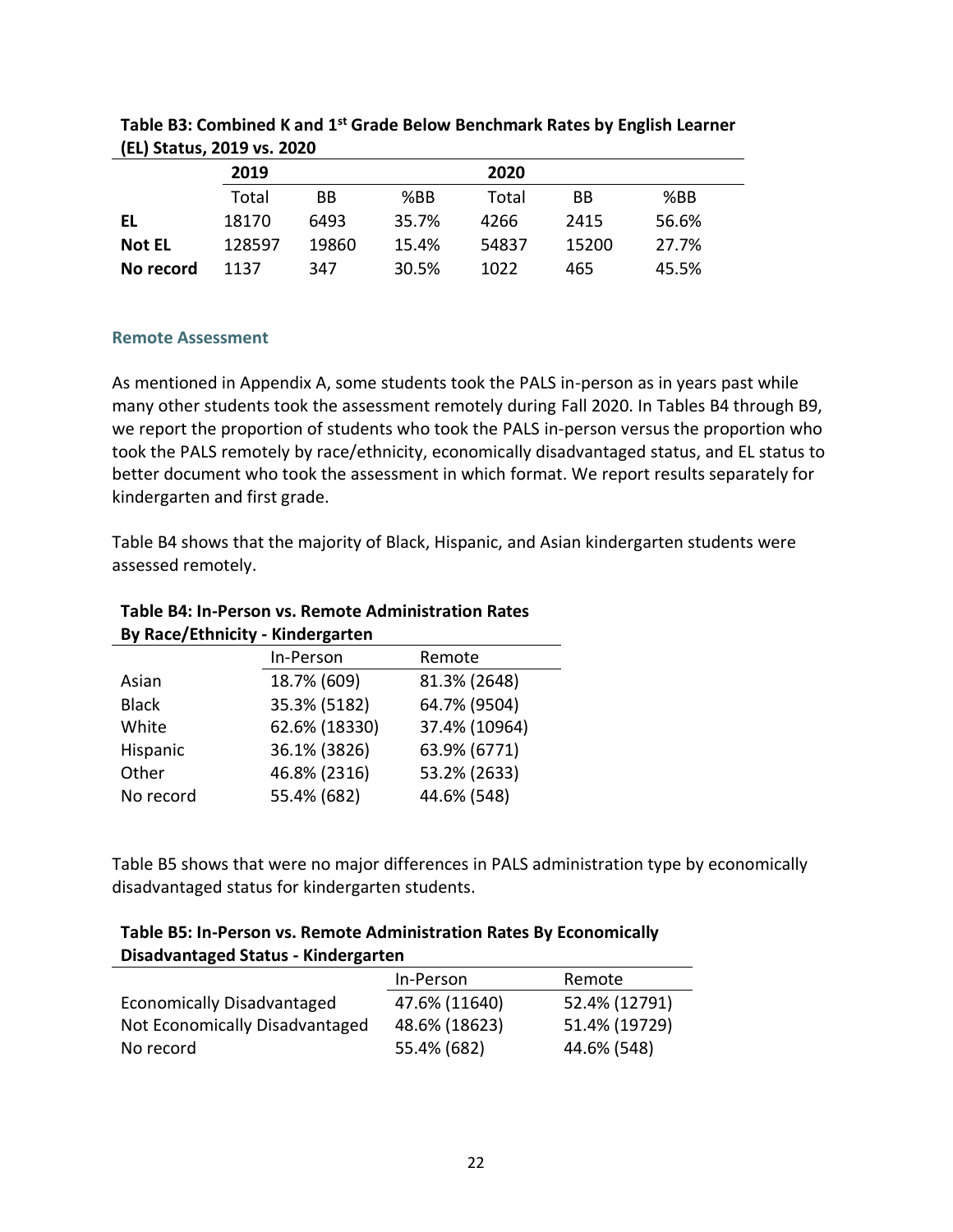**Table B3: Combined K and 1st Grade Below Benchmark Rates by English Learner (EL) Status, 2019 vs. 2020**

| | 2019 | | | 2020 | | |
|---|---|---|---|---|---|---|
| | Total | BB | %BB | Total | BB | %BB |
| **EL** | 18170 | 6493 | 35.7% | 4266 | 2415 | 56.6% |
| **Not EL** | 128597 | 19860 | 15.4% | 54837 | 15200 | 27.7% |
| **No record** | 1137 | 347 | 30.5% | 1022 | 465 | 45.5% |

### Remote Assessment

As mentioned in Appendix A, some students took the PALS in-person as in years past while many other students took the assessment remotely during Fall 2020. In Tables B4 through B9, we report the proportion of students who took the PALS in-person versus the proportion who took the PALS remotely by race/ethnicity, economically disadvantaged status, and EL status to better document who took the assessment in which format. We report results separately for kindergarten and first grade.

Table B4 shows that the majority of Black, Hispanic, and Asian kindergarten students were assessed remotely.

**Table B4: In-Person vs. Remote Administration Rates By Race/Ethnicity - Kindergarten**

| | In-Person | Remote |
|---|---|---|
| Asian | 18.7% (609) | 81.3% (2648) |
| Black | 35.3% (5182) | 64.7% (9504) |
| White | 62.6% (18330) | 37.4% (10964) |
| Hispanic | 36.1% (3826) | 63.9% (6771) |
| Other | 46.8% (2316) | 53.2% (2633) |
| No record | 55.4% (682) | 44.6% (548) |

Table B5 shows that were no major differences in PALS administration type by economically disadvantaged status for kindergarten students.

**Table B5: In-Person vs. Remote Administration Rates By Economically Disadvantaged Status - Kindergarten**

| | In-Person | Remote |
|---|---|---|
| Economically Disadvantaged | 47.6% (11640) | 52.4% (12791) |
| Not Economically Disadvantaged | 48.6% (18623) | 51.4% (19729) |
| No record | 55.4% (682) | 44.6% (548) |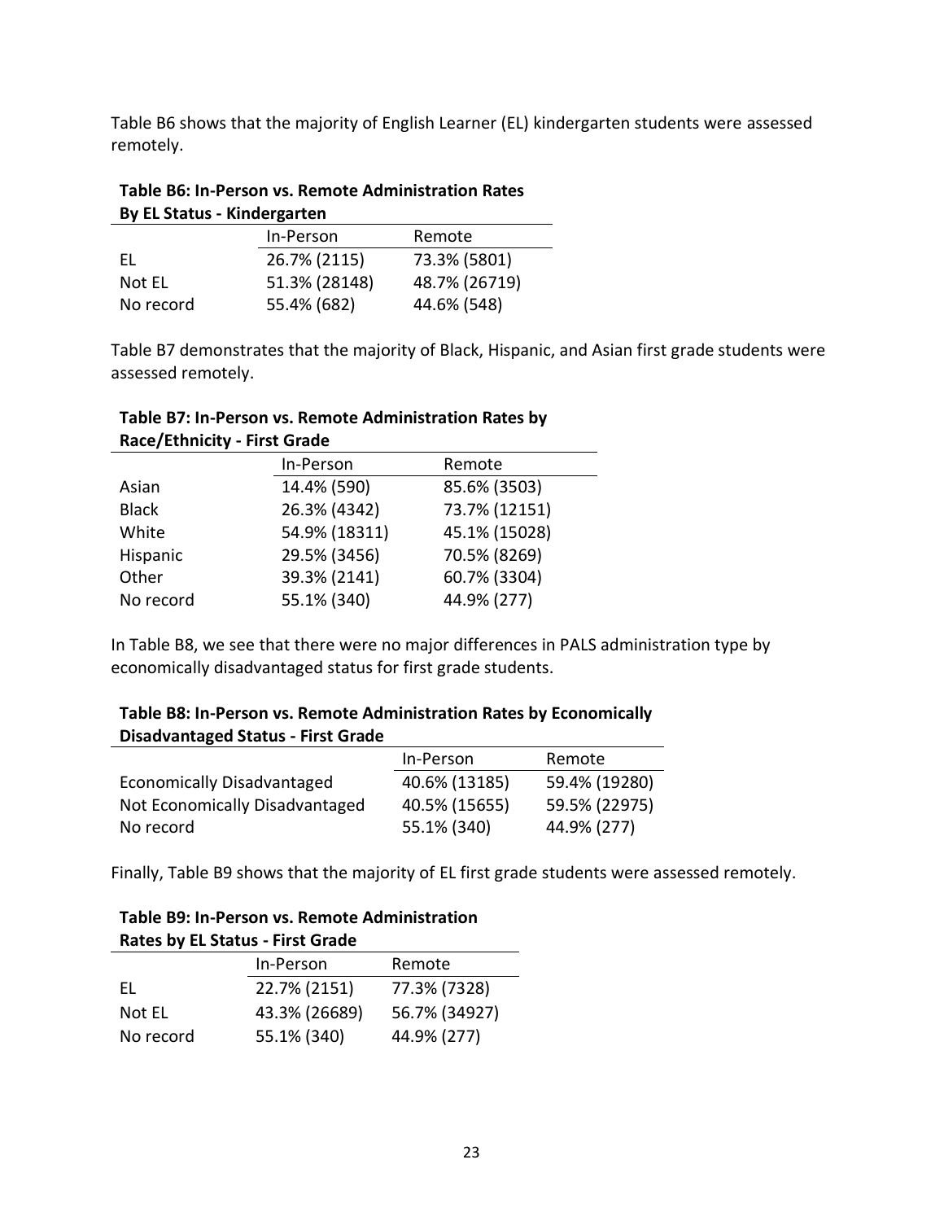Table B6 shows that the majority of English Learner (EL) kindergarten students were assessed remotely.

**Table B6: In-Person vs. Remote Administration Rates By EL Status - Kindergarten**

| | In-Person | Remote |
|---|---|---|
| EL | 26.7% (2115) | 73.3% (5801) |
| Not EL | 51.3% (28148) | 48.7% (26719) |
| No record | 55.4% (682) | 44.6% (548) |

Table B7 demonstrates that the majority of Black, Hispanic, and Asian first grade students were assessed remotely.

**Table B7: In-Person vs. Remote Administration Rates by Race/Ethnicity - First Grade**

| | In-Person | Remote |
|---|---|---|
| Asian | 14.4% (590) | 85.6% (3503) |
| Black | 26.3% (4342) | 73.7% (12151) |
| White | 54.9% (18311) | 45.1% (15028) |
| Hispanic | 29.5% (3456) | 70.5% (8269) |
| Other | 39.3% (2141) | 60.7% (3304) |
| No record | 55.1% (340) | 44.9% (277) |

In Table B8, we see that there were no major differences in PALS administration type by economically disadvantaged status for first grade students.

**Table B8: In-Person vs. Remote Administration Rates by Economically Disadvantaged Status - First Grade**

| | In-Person | Remote |
|---|---|---|
| Economically Disadvantaged | 40.6% (13185) | 59.4% (19280) |
| Not Economically Disadvantaged | 40.5% (15655) | 59.5% (22975) |
| No record | 55.1% (340) | 44.9% (277) |

Finally, Table B9 shows that the majority of EL first grade students were assessed remotely.

**Table B9: In-Person vs. Remote Administration Rates by EL Status - First Grade**

| | In-Person | Remote |
|---|---|---|
| EL | 22.7% (2151) | 77.3% (7328) |
| Not EL | 43.3% (26689) | 56.7% (34927) |
| No record | 55.1% (340) | 44.9% (277) |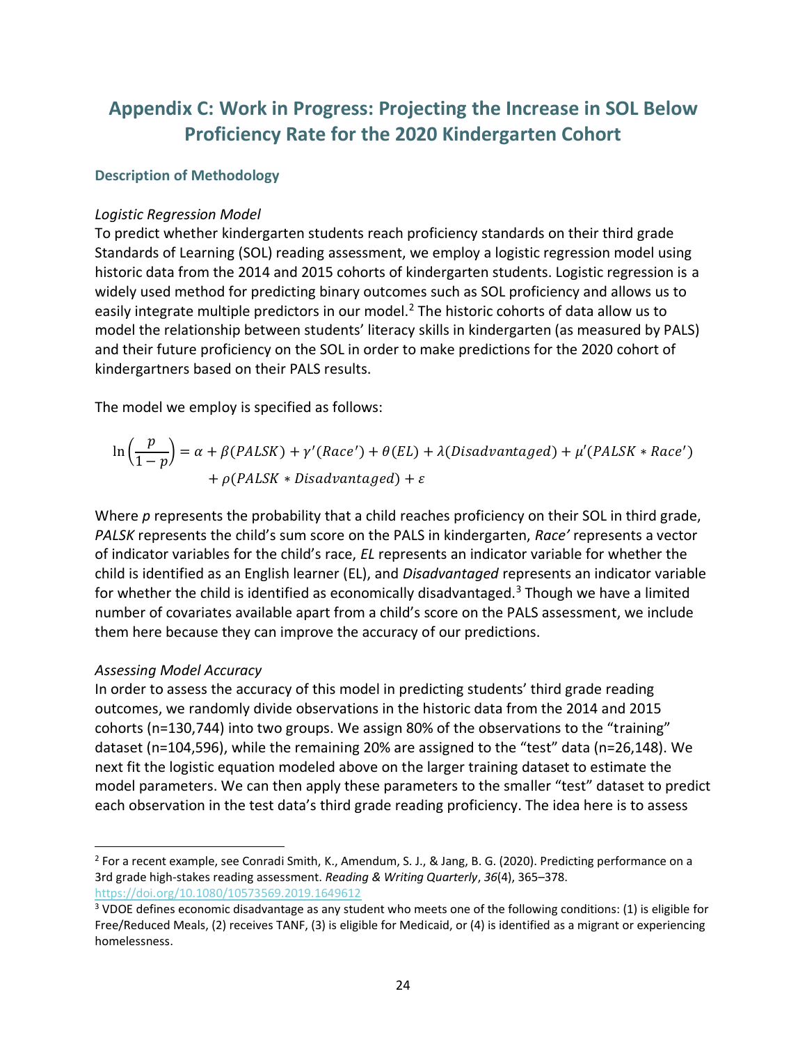# Appendix C: Work in Progress: Projecting the Increase in SOL Below Proficiency Rate for the 2020 Kindergarten Cohort

## Description of Methodology

*Logistic Regression Model*

To predict whether kindergarten students reach proficiency standards on their third grade Standards of Learning (SOL) reading assessment, we employ a logistic regression model using historic data from the 2014 and 2015 cohorts of kindergarten students. Logistic regression is a widely used method for predicting binary outcomes such as SOL proficiency and allows us to easily integrate multiple predictors in our model.[2] The historic cohorts of data allow us to model the relationship between students' literacy skills in kindergarten (as measured by PALS) and their future proficiency on the SOL in order to make predictions for the 2020 cohort of kindergartners based on their PALS results.

The model we employ is specified as follows:

$$\ln\left(\frac{p}{1-p}\right) = \alpha + \beta(PALSK) + \gamma'(Race') + \theta(EL) + \lambda(Disadvantaged) + \mu'(PALSK * Race') + \rho(PALSK * Disadvantaged) + \varepsilon$$

Where *p* represents the probability that a child reaches proficiency on their SOL in third grade, *PALSK* represents the child's sum score on the PALS in kindergarten, *Race'* represents a vector of indicator variables for the child's race, *EL* represents an indicator variable for whether the child is identified as an English learner (EL), and *Disadvantaged* represents an indicator variable for whether the child is identified as economically disadvantaged.[3] Though we have a limited number of covariates available apart from a child's score on the PALS assessment, we include them here because they can improve the accuracy of our predictions.

*Assessing Model Accuracy*

In order to assess the accuracy of this model in predicting students' third grade reading outcomes, we randomly divide observations in the historic data from the 2014 and 2015 cohorts (n=130,744) into two groups. We assign 80% of the observations to the "training" dataset (n=104,596), while the remaining 20% are assigned to the "test" data (n=26,148). We next fit the logistic equation modeled above on the larger training dataset to estimate the model parameters. We can then apply these parameters to the smaller "test" dataset to predict each observation in the test data's third grade reading proficiency. The idea here is to assess

---

[2] For a recent example, see Conradi Smith, K., Amendum, S. J., & Jang, B. G. (2020). Predicting performance on a 3rd grade high-stakes reading assessment. *Reading & Writing Quarterly*, *36*(4), 365–378. https://doi.org/10.1080/10573569.2019.1649612

[3] VDOE defines economic disadvantage as any student who meets one of the following conditions: (1) is eligible for Free/Reduced Meals, (2) receives TANF, (3) is eligible for Medicaid, or (4) is identified as a migrant or experiencing homelessness.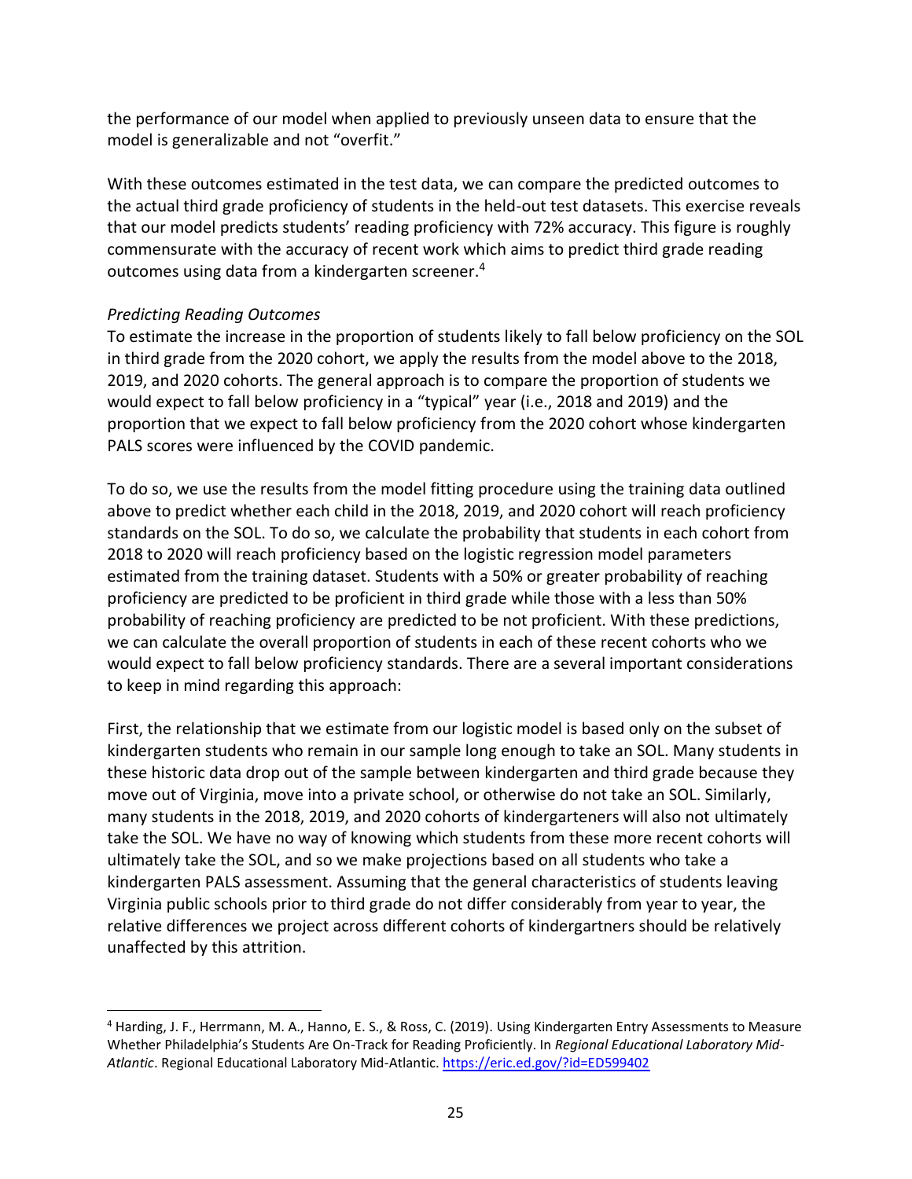the performance of our model when applied to previously unseen data to ensure that the model is generalizable and not "overfit."

With these outcomes estimated in the test data, we can compare the predicted outcomes to the actual third grade proficiency of students in the held-out test datasets. This exercise reveals that our model predicts students' reading proficiency with 72% accuracy. This figure is roughly commensurate with the accuracy of recent work which aims to predict third grade reading outcomes using data from a kindergarten screener.[4]

*Predicting Reading Outcomes*

To estimate the increase in the proportion of students likely to fall below proficiency on the SOL in third grade from the 2020 cohort, we apply the results from the model above to the 2018, 2019, and 2020 cohorts. The general approach is to compare the proportion of students we would expect to fall below proficiency in a "typical" year (i.e., 2018 and 2019) and the proportion that we expect to fall below proficiency from the 2020 cohort whose kindergarten PALS scores were influenced by the COVID pandemic.

To do so, we use the results from the model fitting procedure using the training data outlined above to predict whether each child in the 2018, 2019, and 2020 cohort will reach proficiency standards on the SOL. To do so, we calculate the probability that students in each cohort from 2018 to 2020 will reach proficiency based on the logistic regression model parameters estimated from the training dataset. Students with a 50% or greater probability of reaching proficiency are predicted to be proficient in third grade while those with a less than 50% probability of reaching proficiency are predicted to be not proficient. With these predictions, we can calculate the overall proportion of students in each of these recent cohorts who we would expect to fall below proficiency standards. There are a several important considerations to keep in mind regarding this approach:

First, the relationship that we estimate from our logistic model is based only on the subset of kindergarten students who remain in our sample long enough to take an SOL. Many students in these historic data drop out of the sample between kindergarten and third grade because they move out of Virginia, move into a private school, or otherwise do not take an SOL. Similarly, many students in the 2018, 2019, and 2020 cohorts of kindergarteners will also not ultimately take the SOL. We have no way of knowing which students from these more recent cohorts will ultimately take the SOL, and so we make projections based on all students who take a kindergarten PALS assessment. Assuming that the general characteristics of students leaving Virginia public schools prior to third grade do not differ considerably from year to year, the relative differences we project across different cohorts of kindergartners should be relatively unaffected by this attrition.

---

[4] Harding, J. F., Herrmann, M. A., Hanno, E. S., & Ross, C. (2019). Using Kindergarten Entry Assessments to Measure Whether Philadelphia's Students Are On-Track for Reading Proficiently. In *Regional Educational Laboratory Mid-Atlantic*. Regional Educational Laboratory Mid-Atlantic. https://eric.ed.gov/?id=ED599402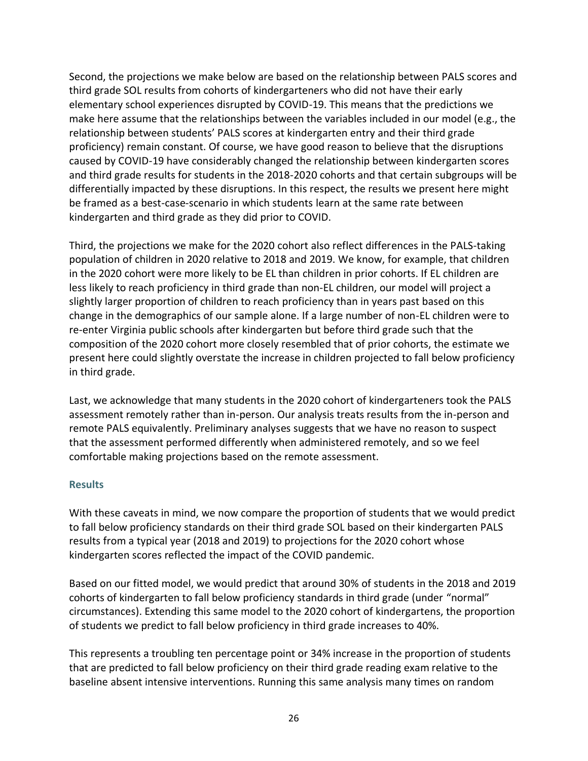Second, the projections we make below are based on the relationship between PALS scores and third grade SOL results from cohorts of kindergarteners who did not have their early elementary school experiences disrupted by COVID-19. This means that the predictions we make here assume that the relationships between the variables included in our model (e.g., the relationship between students' PALS scores at kindergarten entry and their third grade proficiency) remain constant. Of course, we have good reason to believe that the disruptions caused by COVID-19 have considerably changed the relationship between kindergarten scores and third grade results for students in the 2018-2020 cohorts and that certain subgroups will be differentially impacted by these disruptions. In this respect, the results we present here might be framed as a best-case-scenario in which students learn at the same rate between kindergarten and third grade as they did prior to COVID.

Third, the projections we make for the 2020 cohort also reflect differences in the PALS-taking population of children in 2020 relative to 2018 and 2019. We know, for example, that children in the 2020 cohort were more likely to be EL than children in prior cohorts. If EL children are less likely to reach proficiency in third grade than non-EL children, our model will project a slightly larger proportion of children to reach proficiency than in years past based on this change in the demographics of our sample alone. If a large number of non-EL children were to re-enter Virginia public schools after kindergarten but before third grade such that the composition of the 2020 cohort more closely resembled that of prior cohorts, the estimate we present here could slightly overstate the increase in children projected to fall below proficiency in third grade.

Last, we acknowledge that many students in the 2020 cohort of kindergarteners took the PALS assessment remotely rather than in-person. Our analysis treats results from the in-person and remote PALS equivalently. Preliminary analyses suggests that we have no reason to suspect that the assessment performed differently when administered remotely, and so we feel comfortable making projections based on the remote assessment.

### Results

With these caveats in mind, we now compare the proportion of students that we would predict to fall below proficiency standards on their third grade SOL based on their kindergarten PALS results from a typical year (2018 and 2019) to projections for the 2020 cohort whose kindergarten scores reflected the impact of the COVID pandemic.

Based on our fitted model, we would predict that around 30% of students in the 2018 and 2019 cohorts of kindergarten to fall below proficiency standards in third grade (under "normal" circumstances). Extending this same model to the 2020 cohort of kindergartens, the proportion of students we predict to fall below proficiency in third grade increases to 40%.

This represents a troubling ten percentage point or 34% increase in the proportion of students that are predicted to fall below proficiency on their third grade reading exam relative to the baseline absent intensive interventions. Running this same analysis many times on random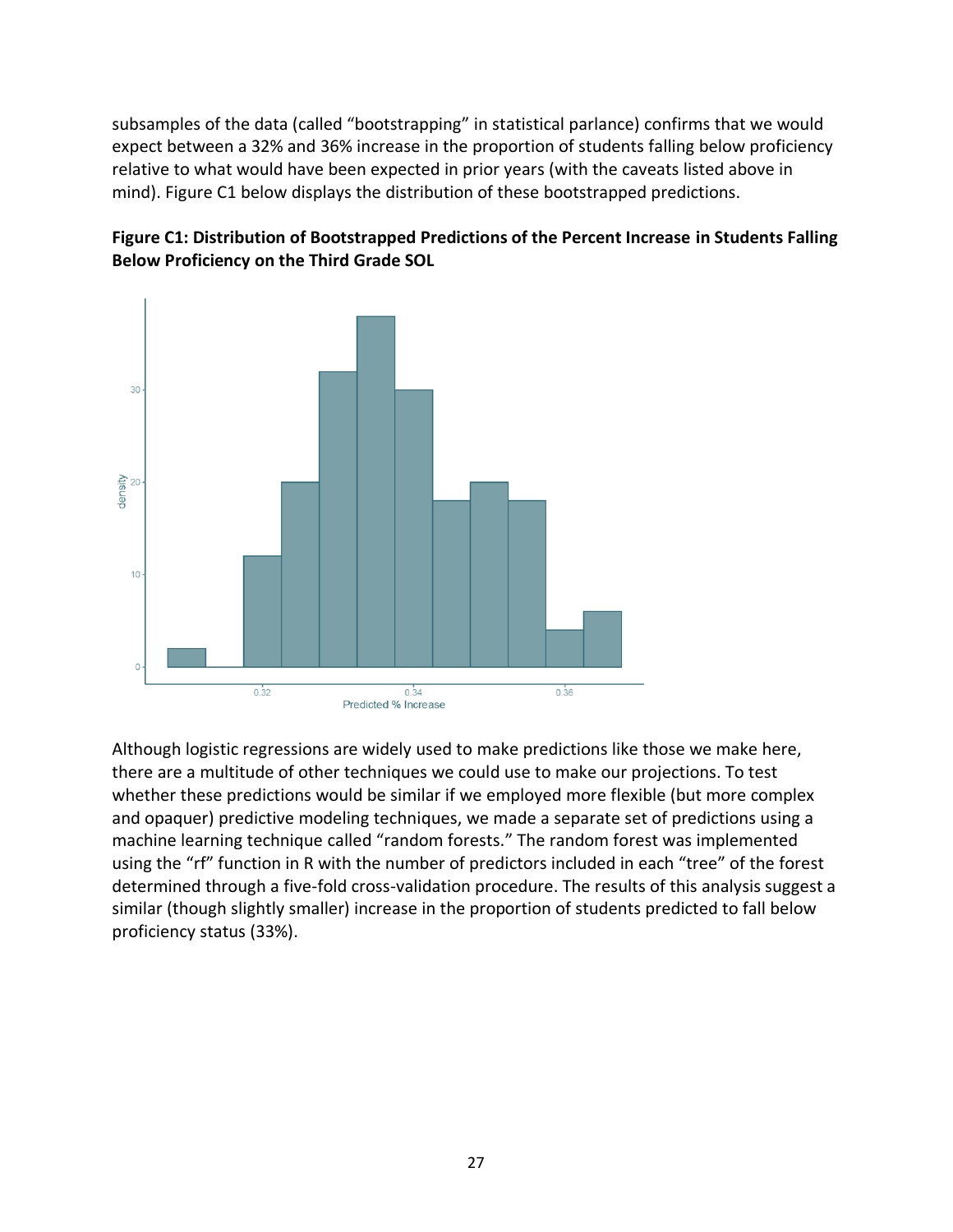subsamples of the data (called "bootstrapping" in statistical parlance) confirms that we would expect between a 32% and 36% increase in the proportion of students falling below proficiency relative to what would have been expected in prior years (with the caveats listed above in mind). Figure C1 below displays the distribution of these bootstrapped predictions.

**Figure C1: Distribution of Bootstrapped Predictions of the Percent Increase in Students Falling Below Proficiency on the Third Grade SOL**

density

0
10
20
30

0.32
0.34
0.36

Predicted % Increase

Although logistic regressions are widely used to make predictions like those we make here, there are a multitude of other techniques we could use to make our projections. To test whether these predictions would be similar if we employed more flexible (but more complex and opaquer) predictive modeling techniques, we made a separate set of predictions using a machine learning technique called "random forests." The random forest was implemented using the "rf" function in R with the number of predictors included in each "tree" of the forest determined through a five-fold cross-validation procedure. The results of this analysis suggest a similar (though slightly smaller) increase in the proportion of students predicted to fall below proficiency status (33%).